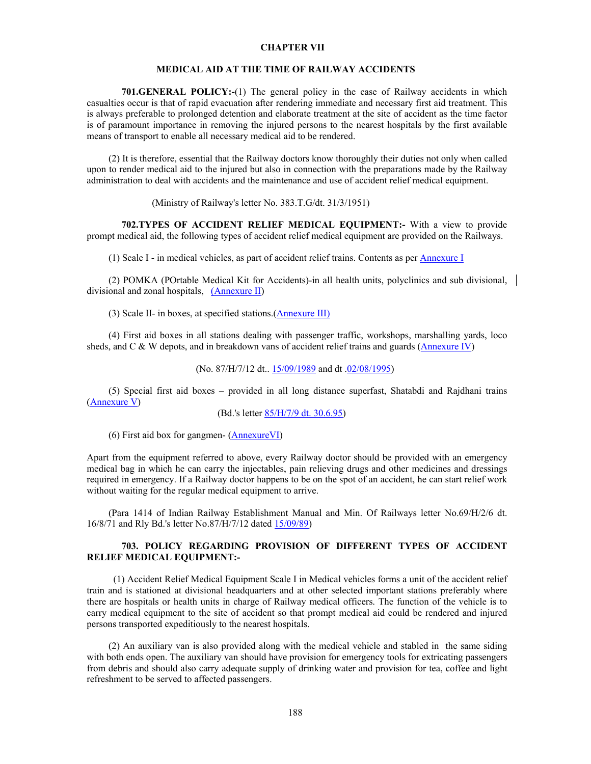# CHAPTER VII

## MEDICAL AID AT THE TIME OF RAILWAY ACCIDENTS

**701.GENERAL POLICY:-**(1) The general policy in the case of Railway accidents in which casualties occur is that of rapid evacuation after rendering immediate and necessary first aid treatment. This is always preferable to prolonged detention and elaborate treatment at the site of accident as the time factor is of paramount importance in removing the injured persons to the nearest hospitals by the first available means of transport to enable all necessary medical aid to be rendered.

(2) It is therefore, essential that the Railway doctors know thoroughly their duties not only when called upon to render medical aid to the injured but also in connection with the preparations made by the Railway administration to deal with accidents and the maintenance and use of accident relief medical equipment.

(Ministry of Railway's letter No. 383.T.G/dt. 31/3/1951)

**702.TYPES OF ACCIDENT RELIEF MEDICAL EQUIPMENT:-** With a view to provide prompt medical aid, the following types of accident relief medical equipment are provided on the Railways.

(1) Scale I - in medical vehicles, as part of accident relief trains. Contents as per Annexure I

(2) POMKA (POrtable Medical Kit for Accidents)-in all health units, polyclinics and sub divisional, divisional and zonal hospitals, (Annexure II)

(3) Scale II- in boxes, at specified stations.(Annexure III)

(4) First aid boxes in all stations dealing with passenger traffic, workshops, marshalling yards, loco sheds, and C & W depots, and in breakdown vans of accident relief trains and guards (Annexure IV)

(No. 87/H/7/12 dt.. 15/09/1989 and dt .02/08/1995)

(5) Special first aid boxes – provided in all long distance superfast, Shatabdi and Rajdhani trains (Annexure V)

(Bd.'s letter 85/H/7/9 dt. 30.6.95)

(6) First aid box for gangmen- (AnnexureVI)

Apart from the equipment referred to above, every Railway doctor should be provided with an emergency medical bag in which he can carry the injectables, pain relieving drugs and other medicines and dressings required in emergency. If a Railway doctor happens to be on the spot of an accident, he can start relief work without waiting for the regular medical equipment to arrive.

(Para 1414 of Indian Railway Establishment Manual and Min. Of Railways letter No.69/H/2/6 dt. 16/8/71 and Rly Bd.'s letter No.87/H/7/12 dated 15/09/89)

**703. POLICY REGARDING PROVISION OF DIFFERENT TYPES OF ACCIDENT RELIEF MEDICAL EQUIPMENT:-**

(1) Accident Relief Medical Equipment Scale I in Medical vehicles forms a unit of the accident relief train and is stationed at divisional headquarters and at other selected important stations preferably where there are hospitals or health units in charge of Railway medical officers. The function of the vehicle is to carry medical equipment to the site of accident so that prompt medical aid could be rendered and injured persons transported expeditiously to the nearest hospitals.

(2) An auxiliary van is also provided along with the medical vehicle and stabled in the same siding with both ends open. The auxiliary van should have provision for emergency tools for extricating passengers from debris and should also carry adequate supply of drinking water and provision for tea, coffee and light refreshment to be served to affected passengers.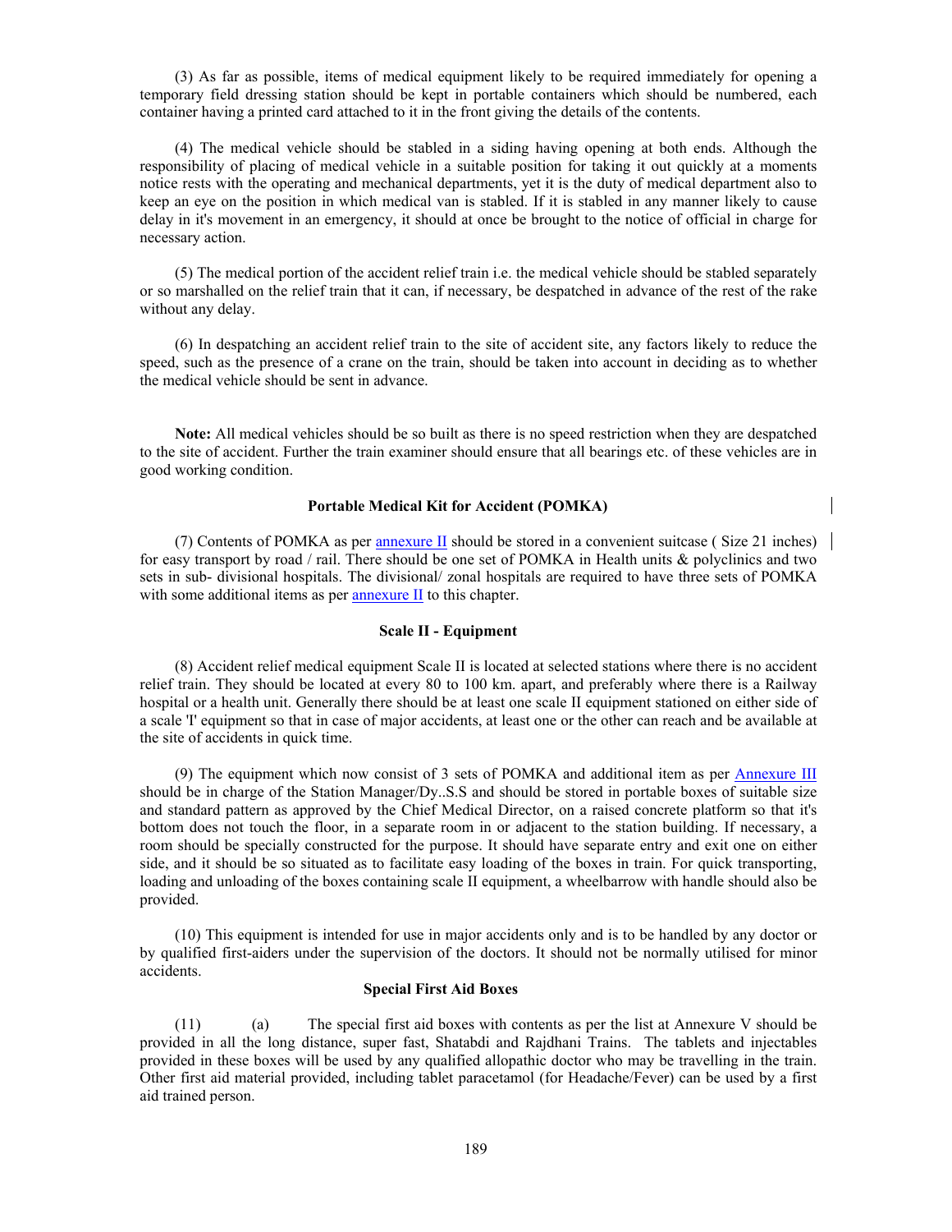(3) As far as possible, items of medical equipment likely to be required immediately for opening a temporary field dressing station should be kept in portable containers which should be numbered, each container having a printed card attached to it in the front giving the details of the contents.

(4) The medical vehicle should be stabled in a siding having opening at both ends. Although the responsibility of placing of medical vehicle in a suitable position for taking it out quickly at a moments notice rests with the operating and mechanical departments, yet it is the duty of medical department also to keep an eye on the position in which medical van is stabled. If it is stabled in any manner likely to cause delay in it's movement in an emergency, it should at once be brought to the notice of official in charge for necessary action.

(5) The medical portion of the accident relief train i.e. the medical vehicle should be stabled separately or so marshalled on the relief train that it can, if necessary, be despatched in advance of the rest of the rake without any delay.

(6) In despatching an accident relief train to the site of accident site, any factors likely to reduce the speed, such as the presence of a crane on the train, should be taken into account in deciding as to whether the medical vehicle should be sent in advance.

**Note:** All medical vehicles should be so built as there is no speed restriction when they are despatched to the site of accident. Further the train examiner should ensure that all bearings etc. of these vehicles are in good working condition.

### Portable Medical Kit for Accident (POMKA)

(7) Contents of POMKA as per annexure II should be stored in a convenient suitcase ( Size 21 inches) for easy transport by road / rail. There should be one set of POMKA in Health units & polyclinics and two sets in sub- divisional hospitals. The divisional/ zonal hospitals are required to have three sets of POMKA with some additional items as per annexure II to this chapter.

### Scale II - Equipment

(8) Accident relief medical equipment Scale II is located at selected stations where there is no accident relief train. They should be located at every 80 to 100 km. apart, and preferably where there is a Railway hospital or a health unit. Generally there should be at least one scale II equipment stationed on either side of a scale 'I' equipment so that in case of major accidents, at least one or the other can reach and be available at the site of accidents in quick time.

(9) The equipment which now consist of 3 sets of POMKA and additional item as per Annexure III should be in charge of the Station Manager/Dy..S.S and should be stored in portable boxes of suitable size and standard pattern as approved by the Chief Medical Director, on a raised concrete platform so that it's bottom does not touch the floor, in a separate room in or adjacent to the station building. If necessary, a room should be specially constructed for the purpose. It should have separate entry and exit one on either side, and it should be so situated as to facilitate easy loading of the boxes in train. For quick transporting, loading and unloading of the boxes containing scale II equipment, a wheelbarrow with handle should also be provided.

(10) This equipment is intended for use in major accidents only and is to be handled by any doctor or by qualified first-aiders under the supervision of the doctors. It should not be normally utilised for minor accidents.

### Special First Aid Boxes

(11) (a) The special first aid boxes with contents as per the list at Annexure V should be provided in all the long distance, super fast, Shatabdi and Rajdhani Trains. The tablets and injectables provided in these boxes will be used by any qualified allopathic doctor who may be travelling in the train. Other first aid material provided, including tablet paracetamol (for Headache/Fever) can be used by a first aid trained person.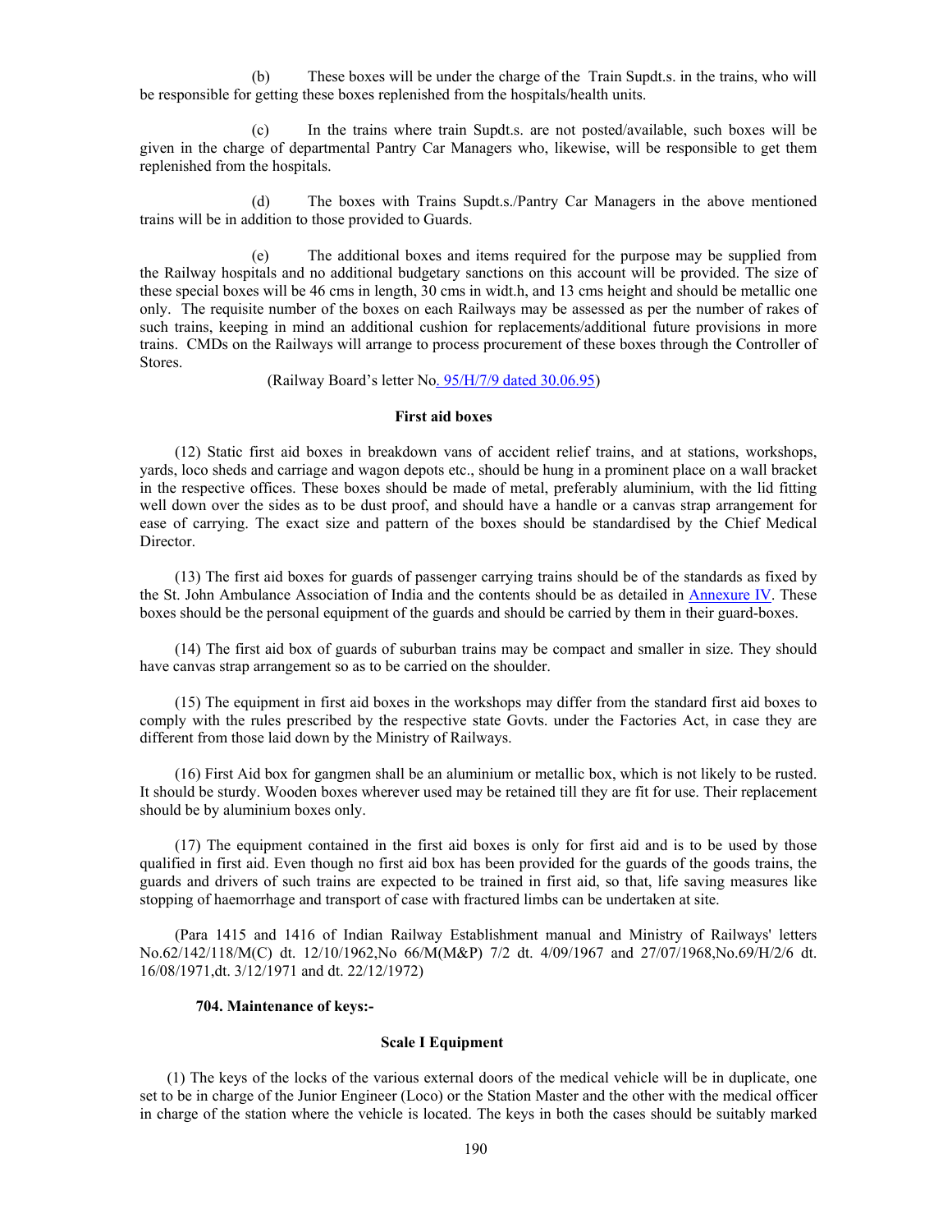(b) These boxes will be under the charge of the Train Supdt.s. in the trains, who will be responsible for getting these boxes replenished from the hospitals/health units.

(c) In the trains where train Supdt.s. are not posted/available, such boxes will be given in the charge of departmental Pantry Car Managers who, likewise, will be responsible to get them replenished from the hospitals.

(d) The boxes with Trains Supdt.s./Pantry Car Managers in the above mentioned trains will be in addition to those provided to Guards.

(e) The additional boxes and items required for the purpose may be supplied from the Railway hospitals and no additional budgetary sanctions on this account will be provided. The size of these special boxes will be 46 cms in length, 30 cms in widt.h, and 13 cms height and should be metallic one only. The requisite number of the boxes on each Railways may be assessed as per the number of rakes of such trains, keeping in mind an additional cushion for replacements/additional future provisions in more trains. CMDs on the Railways will arrange to process procurement of these boxes through the Controller of Stores.

(Railway Board's letter No. 95/H/7/9 dated 30.06.95)

**First aid boxes**

(12) Static first aid boxes in breakdown vans of accident relief trains, and at stations, workshops, yards, loco sheds and carriage and wagon depots etc., should be hung in a prominent place on a wall bracket in the respective offices. These boxes should be made of metal, preferably aluminium, with the lid fitting well down over the sides as to be dust proof, and should have a handle or a canvas strap arrangement for ease of carrying. The exact size and pattern of the boxes should be standardised by the Chief Medical Director.

(13) The first aid boxes for guards of passenger carrying trains should be of the standards as fixed by the St. John Ambulance Association of India and the contents should be as detailed in Annexure IV. These boxes should be the personal equipment of the guards and should be carried by them in their guard-boxes.

(14) The first aid box of guards of suburban trains may be compact and smaller in size. They should have canvas strap arrangement so as to be carried on the shoulder.

(15) The equipment in first aid boxes in the workshops may differ from the standard first aid boxes to comply with the rules prescribed by the respective state Govts. under the Factories Act, in case they are different from those laid down by the Ministry of Railways.

(16) First Aid box for gangmen shall be an aluminium or metallic box, which is not likely to be rusted. It should be sturdy. Wooden boxes wherever used may be retained till they are fit for use. Their replacement should be by aluminium boxes only.

(17) The equipment contained in the first aid boxes is only for first aid and is to be used by those qualified in first aid. Even though no first aid box has been provided for the guards of the goods trains, the guards and drivers of such trains are expected to be trained in first aid, so that, life saving measures like stopping of haemorrhage and transport of case with fractured limbs can be undertaken at site.

(Para 1415 and 1416 of Indian Railway Establishment manual and Ministry of Railways' letters No.62/142/118/M(C) dt. 12/10/1962,No 66/M(M&P) 7/2 dt. 4/09/1967 and 27/07/1968,No.69/H/2/6 dt. 16/08/1971,dt. 3/12/1971 and dt. 22/12/1972)

**704. Maintenance of keys:-**

**Scale I Equipment**

(1) The keys of the locks of the various external doors of the medical vehicle will be in duplicate, one set to be in charge of the Junior Engineer (Loco) or the Station Master and the other with the medical officer in charge of the station where the vehicle is located. The keys in both the cases should be suitably marked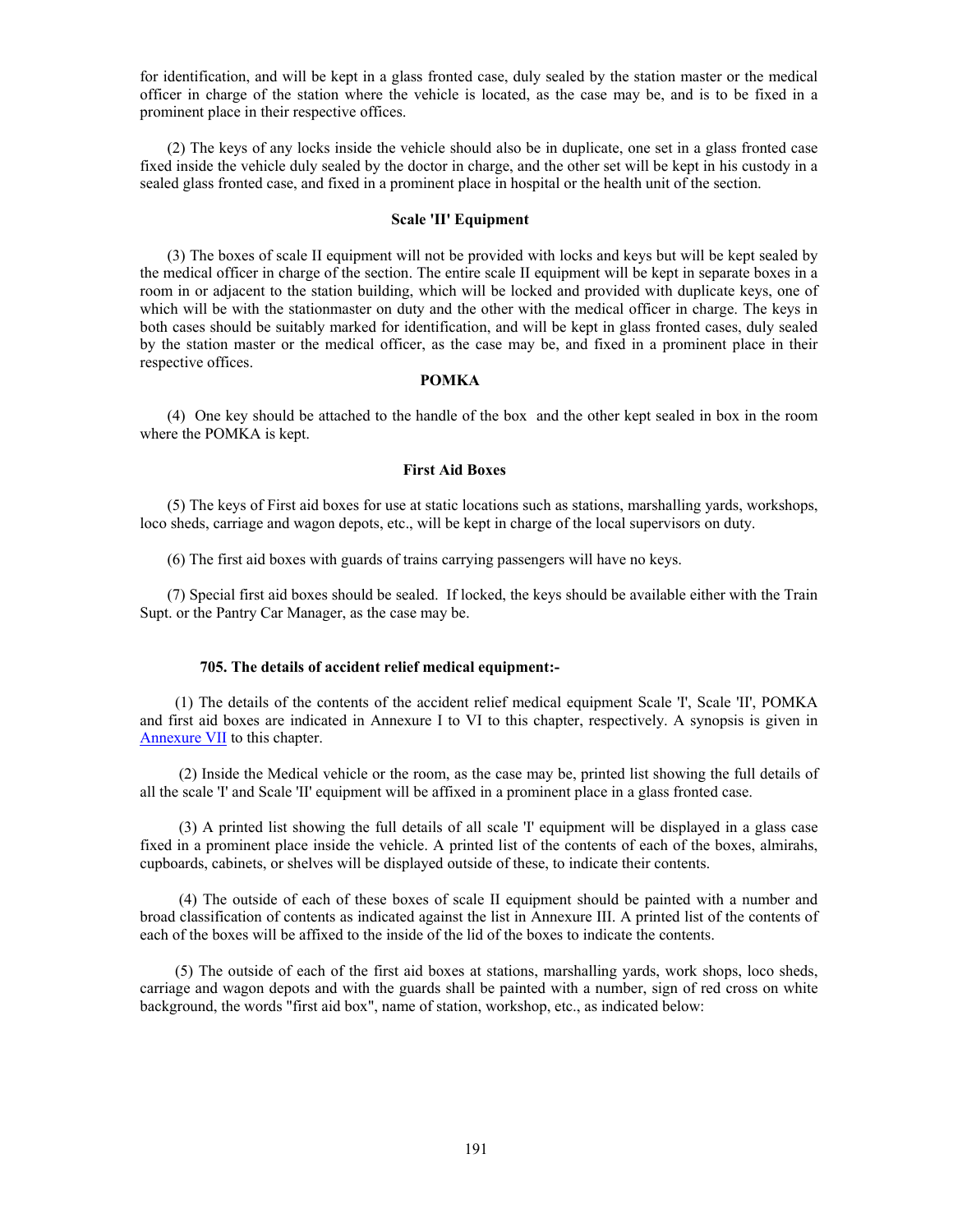for identification, and will be kept in a glass fronted case, duly sealed by the station master or the medical officer in charge of the station where the vehicle is located, as the case may be, and is to be fixed in a prominent place in their respective offices.

(2) The keys of any locks inside the vehicle should also be in duplicate, one set in a glass fronted case fixed inside the vehicle duly sealed by the doctor in charge, and the other set will be kept in his custody in a sealed glass fronted case, and fixed in a prominent place in hospital or the health unit of the section.

**Scale 'II' Equipment**

(3) The boxes of scale II equipment will not be provided with locks and keys but will be kept sealed by the medical officer in charge of the section. The entire scale II equipment will be kept in separate boxes in a room in or adjacent to the station building, which will be locked and provided with duplicate keys, one of which will be with the stationmaster on duty and the other with the medical officer in charge. The keys in both cases should be suitably marked for identification, and will be kept in glass fronted cases, duly sealed by the station master or the medical officer, as the case may be, and fixed in a prominent place in their respective offices.

**POMKA**

(4) One key should be attached to the handle of the box and the other kept sealed in box in the room where the POMKA is kept.

**First Aid Boxes**

(5) The keys of First aid boxes for use at static locations such as stations, marshalling yards, workshops, loco sheds, carriage and wagon depots, etc., will be kept in charge of the local supervisors on duty.

(6) The first aid boxes with guards of trains carrying passengers will have no keys.

(7) Special first aid boxes should be sealed. If locked, the keys should be available either with the Train Supt. or the Pantry Car Manager, as the case may be.

**705. The details of accident relief medical equipment:-**

(1) The details of the contents of the accident relief medical equipment Scale 'I', Scale 'II', POMKA and first aid boxes are indicated in Annexure I to VI to this chapter, respectively. A synopsis is given in Annexure VII to this chapter.

(2) Inside the Medical vehicle or the room, as the case may be, printed list showing the full details of all the scale 'I' and Scale 'II' equipment will be affixed in a prominent place in a glass fronted case.

(3) A printed list showing the full details of all scale 'I' equipment will be displayed in a glass case fixed in a prominent place inside the vehicle. A printed list of the contents of each of the boxes, almirahs, cupboards, cabinets, or shelves will be displayed outside of these, to indicate their contents.

(4) The outside of each of these boxes of scale II equipment should be painted with a number and broad classification of contents as indicated against the list in Annexure III. A printed list of the contents of each of the boxes will be affixed to the inside of the lid of the boxes to indicate the contents.

(5) The outside of each of the first aid boxes at stations, marshalling yards, work shops, loco sheds, carriage and wagon depots and with the guards shall be painted with a number, sign of red cross on white background, the words "first aid box", name of station, workshop, etc., as indicated below: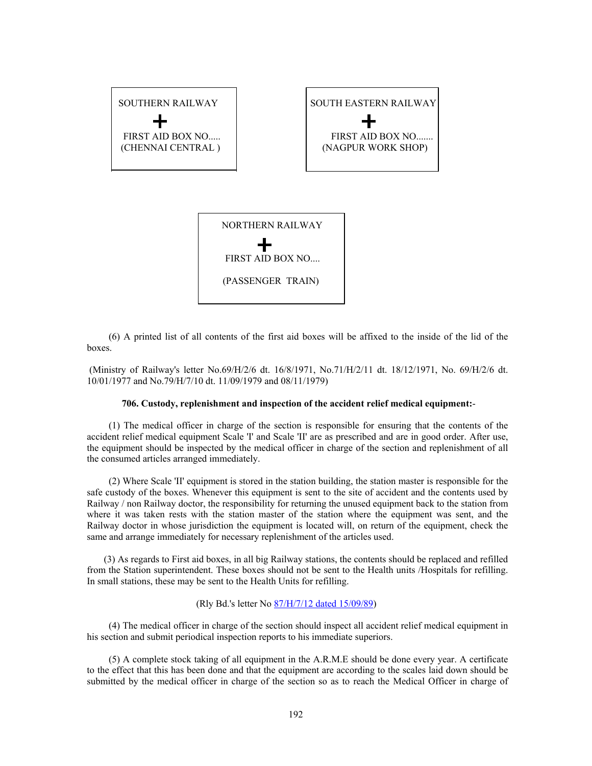| SOUTHERN RAILWAY<br>+<br>FIRST AID BOX NO.....<br>(CHENNAI CENTRAL ) |
|---|

| SOUTH EASTERN RAILWAY<br>+<br>FIRST AID BOX NO.......<br>(NAGPUR WORK SHOP) |
|---|

| NORTHERN RAILWAY<br>+<br>FIRST AID BOX NO....<br>(PASSENGER TRAIN) |
|---|

(6) A printed list of all contents of the first aid boxes will be affixed to the inside of the lid of the boxes.

(Ministry of Railway's letter No.69/H/2/6 dt. 16/8/1971, No.71/H/2/11 dt. 18/12/1971, No. 69/H/2/6 dt. 10/01/1977 and No.79/H/7/10 dt. 11/09/1979 and 08/11/1979)

**706. Custody, replenishment and inspection of the accident relief medical equipment:-**

(1) The medical officer in charge of the section is responsible for ensuring that the contents of the accident relief medical equipment Scale 'I' and Scale 'II' are as prescribed and are in good order. After use, the equipment should be inspected by the medical officer in charge of the section and replenishment of all the consumed articles arranged immediately.

(2) Where Scale 'II' equipment is stored in the station building, the station master is responsible for the safe custody of the boxes. Whenever this equipment is sent to the site of accident and the contents used by Railway / non Railway doctor, the responsibility for returning the unused equipment back to the station from where it was taken rests with the station master of the station where the equipment was sent, and the Railway doctor in whose jurisdiction the equipment is located will, on return of the equipment, check the same and arrange immediately for necessary replenishment of the articles used.

(3) As regards to First aid boxes, in all big Railway stations, the contents should be replaced and refilled from the Station superintendent. These boxes should not be sent to the Health units /Hospitals for refilling. In small stations, these may be sent to the Health Units for refilling.

(Rly Bd.'s letter No 87/H/7/12 dated 15/09/89)

(4) The medical officer in charge of the section should inspect all accident relief medical equipment in his section and submit periodical inspection reports to his immediate superiors.

(5) A complete stock taking of all equipment in the A.R.M.E should be done every year. A certificate to the effect that this has been done and that the equipment are according to the scales laid down should be submitted by the medical officer in charge of the section so as to reach the Medical Officer in charge of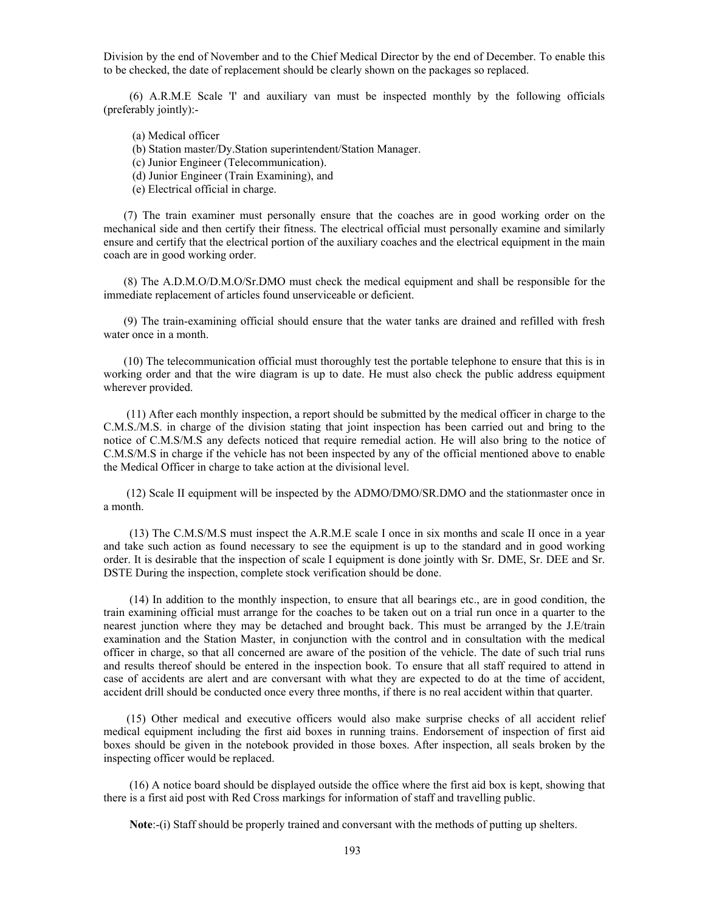Division by the end of November and to the Chief Medical Director by the end of December. To enable this to be checked, the date of replacement should be clearly shown on the packages so replaced.

(6) A.R.M.E Scale 'I' and auxiliary van must be inspected monthly by the following officials (preferably jointly):-

(a) Medical officer
(b) Station master/Dy.Station superintendent/Station Manager.
(c) Junior Engineer (Telecommunication).
(d) Junior Engineer (Train Examining), and
(e) Electrical official in charge.

(7) The train examiner must personally ensure that the coaches are in good working order on the mechanical side and then certify their fitness. The electrical official must personally examine and similarly ensure and certify that the electrical portion of the auxiliary coaches and the electrical equipment in the main coach are in good working order.

(8) The A.D.M.O/D.M.O/Sr.DMO must check the medical equipment and shall be responsible for the immediate replacement of articles found unserviceable or deficient.

(9) The train-examining official should ensure that the water tanks are drained and refilled with fresh water once in a month.

(10) The telecommunication official must thoroughly test the portable telephone to ensure that this is in working order and that the wire diagram is up to date. He must also check the public address equipment wherever provided.

(11) After each monthly inspection, a report should be submitted by the medical officer in charge to the C.M.S./M.S. in charge of the division stating that joint inspection has been carried out and bring to the notice of C.M.S/M.S any defects noticed that require remedial action. He will also bring to the notice of C.M.S/M.S in charge if the vehicle has not been inspected by any of the official mentioned above to enable the Medical Officer in charge to take action at the divisional level.

(12) Scale II equipment will be inspected by the ADMO/DMO/SR.DMO and the stationmaster once in a month.

(13) The C.M.S/M.S must inspect the A.R.M.E scale I once in six months and scale II once in a year and take such action as found necessary to see the equipment is up to the standard and in good working order. It is desirable that the inspection of scale I equipment is done jointly with Sr. DME, Sr. DEE and Sr. DSTE During the inspection, complete stock verification should be done.

(14) In addition to the monthly inspection, to ensure that all bearings etc., are in good condition, the train examining official must arrange for the coaches to be taken out on a trial run once in a quarter to the nearest junction where they may be detached and brought back. This must be arranged by the J.E/train examination and the Station Master, in conjunction with the control and in consultation with the medical officer in charge, so that all concerned are aware of the position of the vehicle. The date of such trial runs and results thereof should be entered in the inspection book. To ensure that all staff required to attend in case of accidents are alert and are conversant with what they are expected to do at the time of accident, accident drill should be conducted once every three months, if there is no real accident within that quarter.

(15) Other medical and executive officers would also make surprise checks of all accident relief medical equipment including the first aid boxes in running trains. Endorsement of inspection of first aid boxes should be given in the notebook provided in those boxes. After inspection, all seals broken by the inspecting officer would be replaced.

(16) A notice board should be displayed outside the office where the first aid box is kept, showing that there is a first aid post with Red Cross markings for information of staff and travelling public.

**Note**:-(i) Staff should be properly trained and conversant with the methods of putting up shelters.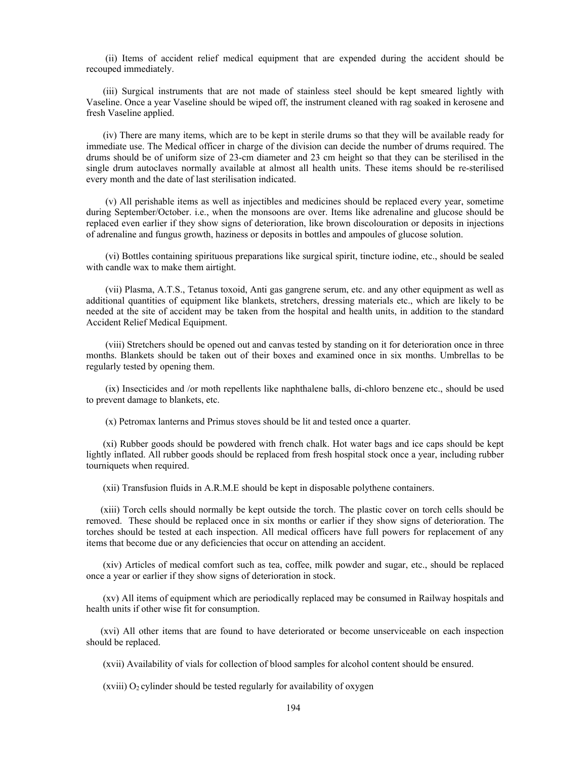(ii) Items of accident relief medical equipment that are expended during the accident should be recouped immediately.

(iii) Surgical instruments that are not made of stainless steel should be kept smeared lightly with Vaseline. Once a year Vaseline should be wiped off, the instrument cleaned with rag soaked in kerosene and fresh Vaseline applied.

(iv) There are many items, which are to be kept in sterile drums so that they will be available ready for immediate use. The Medical officer in charge of the division can decide the number of drums required. The drums should be of uniform size of 23-cm diameter and 23 cm height so that they can be sterilised in the single drum autoclaves normally available at almost all health units. These items should be re-sterilised every month and the date of last sterilisation indicated.

(v) All perishable items as well as injectibles and medicines should be replaced every year, sometime during September/October. i.e., when the monsoons are over. Items like adrenaline and glucose should be replaced even earlier if they show signs of deterioration, like brown discolouration or deposits in injections of adrenaline and fungus growth, haziness or deposits in bottles and ampoules of glucose solution.

(vi) Bottles containing spirituous preparations like surgical spirit, tincture iodine, etc., should be sealed with candle wax to make them airtight.

(vii) Plasma, A.T.S., Tetanus toxoid, Anti gas gangrene serum, etc. and any other equipment as well as additional quantities of equipment like blankets, stretchers, dressing materials etc., which are likely to be needed at the site of accident may be taken from the hospital and health units, in addition to the standard Accident Relief Medical Equipment.

(viii) Stretchers should be opened out and canvas tested by standing on it for deterioration once in three months. Blankets should be taken out of their boxes and examined once in six months. Umbrellas to be regularly tested by opening them.

(ix) Insecticides and /or moth repellents like naphthalene balls, di-chloro benzene etc., should be used to prevent damage to blankets, etc.

(x) Petromax lanterns and Primus stoves should be lit and tested once a quarter.

(xi) Rubber goods should be powdered with french chalk. Hot water bags and ice caps should be kept lightly inflated. All rubber goods should be replaced from fresh hospital stock once a year, including rubber tourniquets when required.

(xii) Transfusion fluids in A.R.M.E should be kept in disposable polythene containers.

(xiii) Torch cells should normally be kept outside the torch. The plastic cover on torch cells should be removed. These should be replaced once in six months or earlier if they show signs of deterioration. The torches should be tested at each inspection. All medical officers have full powers for replacement of any items that become due or any deficiencies that occur on attending an accident.

(xiv) Articles of medical comfort such as tea, coffee, milk powder and sugar, etc., should be replaced once a year or earlier if they show signs of deterioration in stock.

(xv) All items of equipment which are periodically replaced may be consumed in Railway hospitals and health units if other wise fit for consumption.

(xvi) All other items that are found to have deteriorated or become unserviceable on each inspection should be replaced.

(xvii) Availability of vials for collection of blood samples for alcohol content should be ensured.

(xviii) $O_2$ cylinder should be tested regularly for availability of oxygen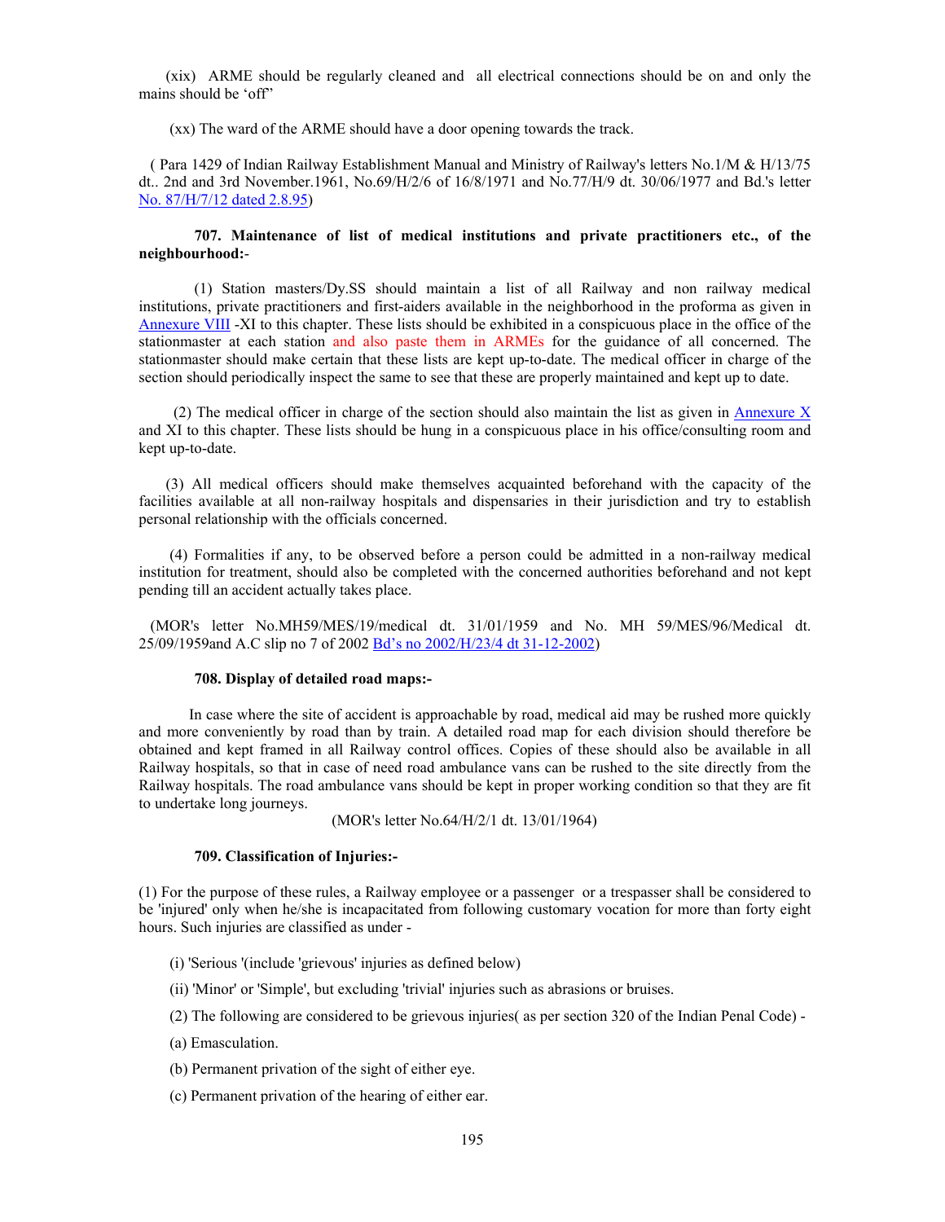(xix) ARME should be regularly cleaned and all electrical connections should be on and only the mains should be 'off"

(xx) The ward of the ARME should have a door opening towards the track.

( Para 1429 of Indian Railway Establishment Manual and Ministry of Railway's letters No.1/M & H/13/75 dt.. 2nd and 3rd November.1961, No.69/H/2/6 of 16/8/1971 and No.77/H/9 dt. 30/06/1977 and Bd.'s letter No. 87/H/7/12 dated 2.8.95)

**707. Maintenance of list of medical institutions and private practitioners etc., of the neighbourhood:-**

(1) Station masters/Dy.SS should maintain a list of all Railway and non railway medical institutions, private practitioners and first-aiders available in the neighborhood in the proforma as given in Annexure VIII -XI to this chapter. These lists should be exhibited in a conspicuous place in the office of the stationmaster at each station and also paste them in ARMEs for the guidance of all concerned. The stationmaster should make certain that these lists are kept up-to-date. The medical officer in charge of the section should periodically inspect the same to see that these are properly maintained and kept up to date.

(2) The medical officer in charge of the section should also maintain the list as given in Annexure X and XI to this chapter. These lists should be hung in a conspicuous place in his office/consulting room and kept up-to-date.

(3) All medical officers should make themselves acquainted beforehand with the capacity of the facilities available at all non-railway hospitals and dispensaries in their jurisdiction and try to establish personal relationship with the officials concerned.

(4) Formalities if any, to be observed before a person could be admitted in a non-railway medical institution for treatment, should also be completed with the concerned authorities beforehand and not kept pending till an accident actually takes place.

(MOR's letter No.MH59/MES/19/medical dt. 31/01/1959 and No. MH 59/MES/96/Medical dt. 25/09/1959and A.C slip no 7 of 2002 Bd's no 2002/H/23/4 dt 31-12-2002)

**708. Display of detailed road maps:-**

In case where the site of accident is approachable by road, medical aid may be rushed more quickly and more conveniently by road than by train. A detailed road map for each division should therefore be obtained and kept framed in all Railway control offices. Copies of these should also be available in all Railway hospitals, so that in case of need road ambulance vans can be rushed to the site directly from the Railway hospitals. The road ambulance vans should be kept in proper working condition so that they are fit to undertake long journeys.

(MOR's letter No.64/H/2/1 dt. 13/01/1964)

**709. Classification of Injuries:-**

(1) For the purpose of these rules, a Railway employee or a passenger or a trespasser shall be considered to be 'injured' only when he/she is incapacitated from following customary vocation for more than forty eight hours. Such injuries are classified as under -

(i) 'Serious '(include 'grievous' injuries as defined below)

(ii) 'Minor' or 'Simple', but excluding 'trivial' injuries such as abrasions or bruises.

(2) The following are considered to be grievous injuries( as per section 320 of the Indian Penal Code) -

(a) Emasculation.

(b) Permanent privation of the sight of either eye.

(c) Permanent privation of the hearing of either ear.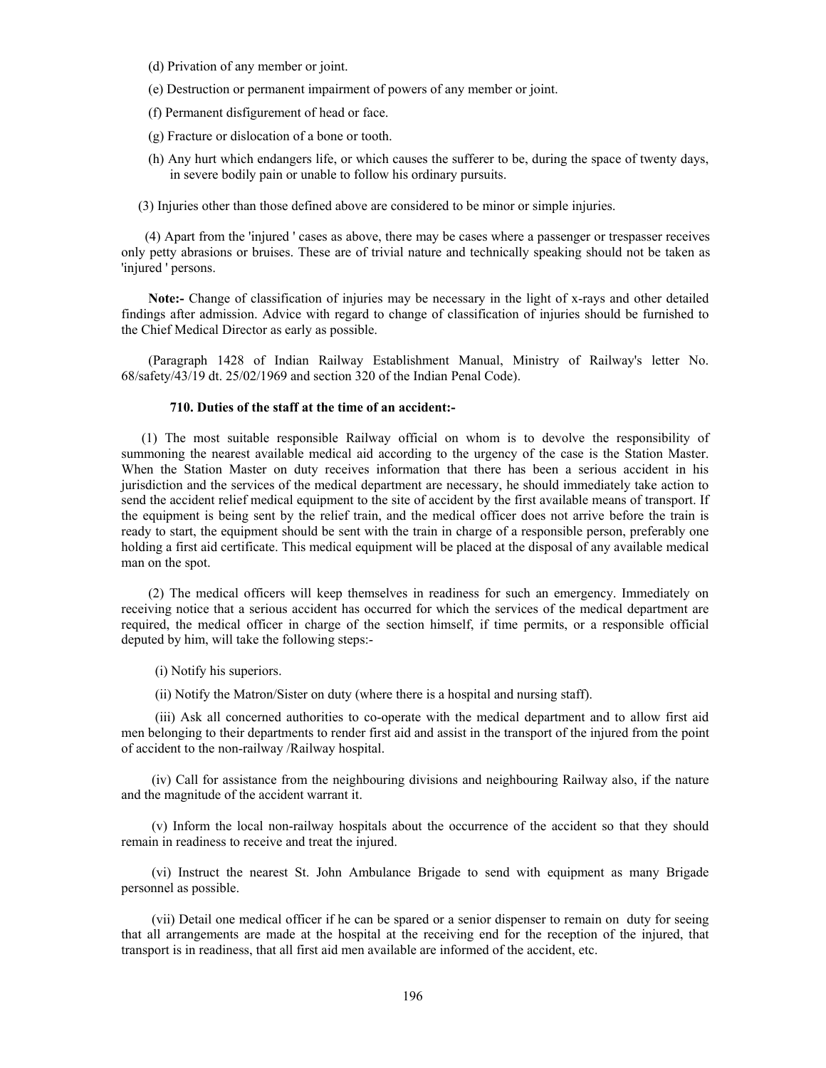(d) Privation of any member or joint.

(e) Destruction or permanent impairment of powers of any member or joint.

(f) Permanent disfigurement of head or face.

(g) Fracture or dislocation of a bone or tooth.

(h) Any hurt which endangers life, or which causes the sufferer to be, during the space of twenty days, in severe bodily pain or unable to follow his ordinary pursuits.

(3) Injuries other than those defined above are considered to be minor or simple injuries.

(4) Apart from the 'injured ' cases as above, there may be cases where a passenger or trespasser receives only petty abrasions or bruises. These are of trivial nature and technically speaking should not be taken as 'injured ' persons.

**Note:-** Change of classification of injuries may be necessary in the light of x-rays and other detailed findings after admission. Advice with regard to change of classification of injuries should be furnished to the Chief Medical Director as early as possible.

(Paragraph 1428 of Indian Railway Establishment Manual, Ministry of Railway's letter No. 68/safety/43/19 dt. 25/02/1969 and section 320 of the Indian Penal Code).

### 710. Duties of the staff at the time of an accident:-

(1) The most suitable responsible Railway official on whom is to devolve the responsibility of summoning the nearest available medical aid according to the urgency of the case is the Station Master. When the Station Master on duty receives information that there has been a serious accident in his jurisdiction and the services of the medical department are necessary, he should immediately take action to send the accident relief medical equipment to the site of accident by the first available means of transport. If the equipment is being sent by the relief train, and the medical officer does not arrive before the train is ready to start, the equipment should be sent with the train in charge of a responsible person, preferably one holding a first aid certificate. This medical equipment will be placed at the disposal of any available medical man on the spot.

(2) The medical officers will keep themselves in readiness for such an emergency. Immediately on receiving notice that a serious accident has occurred for which the services of the medical department are required, the medical officer in charge of the section himself, if time permits, or a responsible official deputed by him, will take the following steps:-

(i) Notify his superiors.

(ii) Notify the Matron/Sister on duty (where there is a hospital and nursing staff).

(iii) Ask all concerned authorities to co-operate with the medical department and to allow first aid men belonging to their departments to render first aid and assist in the transport of the injured from the point of accident to the non-railway /Railway hospital.

(iv) Call for assistance from the neighbouring divisions and neighbouring Railway also, if the nature and the magnitude of the accident warrant it.

(v) Inform the local non-railway hospitals about the occurrence of the accident so that they should remain in readiness to receive and treat the injured.

(vi) Instruct the nearest St. John Ambulance Brigade to send with equipment as many Brigade personnel as possible.

(vii) Detail one medical officer if he can be spared or a senior dispenser to remain on duty for seeing that all arrangements are made at the hospital at the receiving end for the reception of the injured, that transport is in readiness, that all first aid men available are informed of the accident, etc.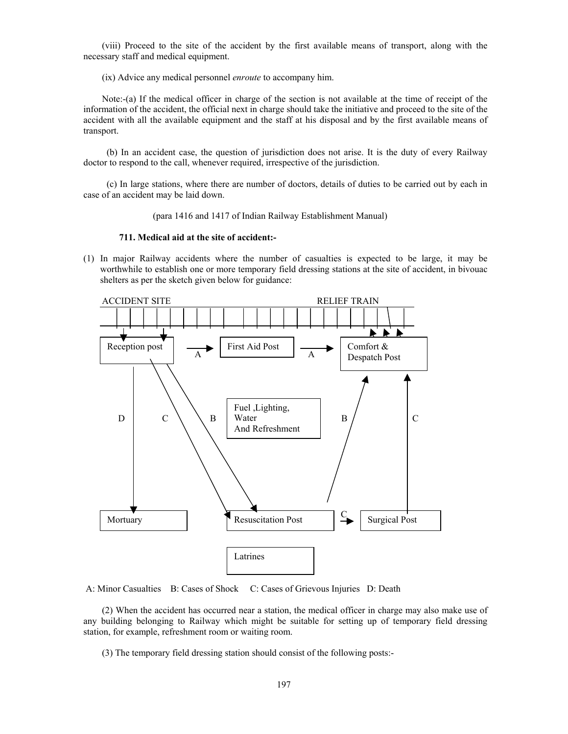(viii) Proceed to the site of the accident by the first available means of transport, along with the necessary staff and medical equipment.

(ix) Advice any medical personnel *enroute* to accompany him.

Note:-(a) If the medical officer in charge of the section is not available at the time of receipt of the information of the accident, the official next in charge should take the initiative and proceed to the site of the accident with all the available equipment and the staff at his disposal and by the first available means of transport.

(b) In an accident case, the question of jurisdiction does not arise. It is the duty of every Railway doctor to respond to the call, whenever required, irrespective of the jurisdiction.

(c) In large stations, where there are number of doctors, details of duties to be carried out by each in case of an accident may be laid down.

(para 1416 and 1417 of Indian Railway Establishment Manual)

**711. Medical aid at the site of accident:-**

(1) In major Railway accidents where the number of casualties is expected to be large, it may be worthwhile to establish one or more temporary field dressing stations at the site of accident, in bivouac shelters as per the sketch given below for guidance:

ACCIDENT SITE RELIEF TRAIN

Reception post → A → First Aid Post → A → Comfort & Despatch Post

Fuel ,Lighting, Water And Refreshment

D C B B C

Mortuary Resuscitation Post → C → Surgical Post

Latrines

A: Minor Casualties B: Cases of Shock C: Cases of Grievous Injuries D: Death

(2) When the accident has occurred near a station, the medical officer in charge may also make use of any building belonging to Railway which might be suitable for setting up of temporary field dressing station, for example, refreshment room or waiting room.

(3) The temporary field dressing station should consist of the following posts:-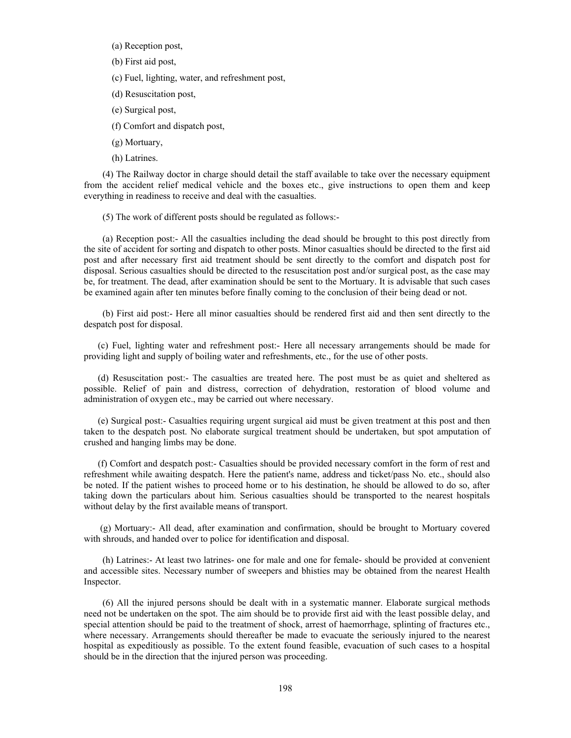(a) Reception post,

(b) First aid post,

(c) Fuel, lighting, water, and refreshment post,

(d) Resuscitation post,

(e) Surgical post,

(f) Comfort and dispatch post,

(g) Mortuary,

(h) Latrines.

(4) The Railway doctor in charge should detail the staff available to take over the necessary equipment from the accident relief medical vehicle and the boxes etc., give instructions to open them and keep everything in readiness to receive and deal with the casualties.

(5) The work of different posts should be regulated as follows:-

(a) Reception post:- All the casualties including the dead should be brought to this post directly from the site of accident for sorting and dispatch to other posts. Minor casualties should be directed to the first aid post and after necessary first aid treatment should be sent directly to the comfort and dispatch post for disposal. Serious casualties should be directed to the resuscitation post and/or surgical post, as the case may be, for treatment. The dead, after examination should be sent to the Mortuary. It is advisable that such cases be examined again after ten minutes before finally coming to the conclusion of their being dead or not.

(b) First aid post:- Here all minor casualties should be rendered first aid and then sent directly to the despatch post for disposal.

(c) Fuel, lighting water and refreshment post:- Here all necessary arrangements should be made for providing light and supply of boiling water and refreshments, etc., for the use of other posts.

(d) Resuscitation post:- The casualties are treated here. The post must be as quiet and sheltered as possible. Relief of pain and distress, correction of dehydration, restoration of blood volume and administration of oxygen etc., may be carried out where necessary.

(e) Surgical post:- Casualties requiring urgent surgical aid must be given treatment at this post and then taken to the despatch post. No elaborate surgical treatment should be undertaken, but spot amputation of crushed and hanging limbs may be done.

(f) Comfort and despatch post:- Casualties should be provided necessary comfort in the form of rest and refreshment while awaiting despatch. Here the patient's name, address and ticket/pass No. etc., should also be noted. If the patient wishes to proceed home or to his destination, he should be allowed to do so, after taking down the particulars about him. Serious casualties should be transported to the nearest hospitals without delay by the first available means of transport.

(g) Mortuary:- All dead, after examination and confirmation, should be brought to Mortuary covered with shrouds, and handed over to police for identification and disposal.

(h) Latrines:- At least two latrines- one for male and one for female- should be provided at convenient and accessible sites. Necessary number of sweepers and bhisties may be obtained from the nearest Health Inspector.

(6) All the injured persons should be dealt with in a systematic manner. Elaborate surgical methods need not be undertaken on the spot. The aim should be to provide first aid with the least possible delay, and special attention should be paid to the treatment of shock, arrest of haemorrhage, splinting of fractures etc., where necessary. Arrangements should thereafter be made to evacuate the seriously injured to the nearest hospital as expeditiously as possible. To the extent found feasible, evacuation of such cases to a hospital should be in the direction that the injured person was proceeding.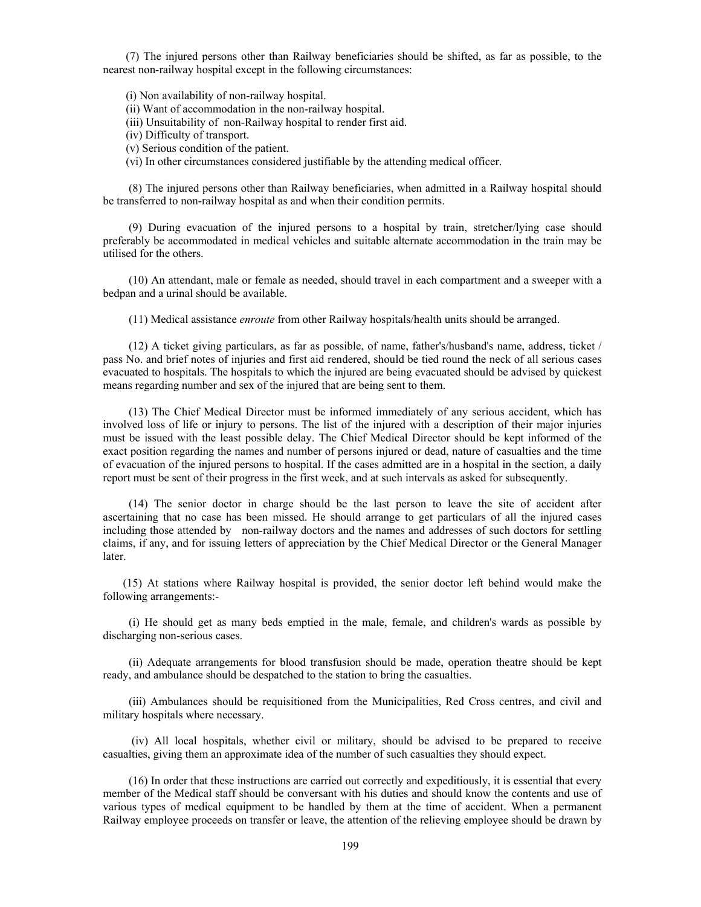(7) The injured persons other than Railway beneficiaries should be shifted, as far as possible, to the nearest non-railway hospital except in the following circumstances:

(i) Non availability of non-railway hospital.
(ii) Want of accommodation in the non-railway hospital.
(iii) Unsuitability of non-Railway hospital to render first aid.
(iv) Difficulty of transport.
(v) Serious condition of the patient.
(vi) In other circumstances considered justifiable by the attending medical officer.

(8) The injured persons other than Railway beneficiaries, when admitted in a Railway hospital should be transferred to non-railway hospital as and when their condition permits.

(9) During evacuation of the injured persons to a hospital by train, stretcher/lying case should preferably be accommodated in medical vehicles and suitable alternate accommodation in the train may be utilised for the others.

(10) An attendant, male or female as needed, should travel in each compartment and a sweeper with a bedpan and a urinal should be available.

(11) Medical assistance *enroute* from other Railway hospitals/health units should be arranged.

(12) A ticket giving particulars, as far as possible, of name, father's/husband's name, address, ticket / pass No. and brief notes of injuries and first aid rendered, should be tied round the neck of all serious cases evacuated to hospitals. The hospitals to which the injured are being evacuated should be advised by quickest means regarding number and sex of the injured that are being sent to them.

(13) The Chief Medical Director must be informed immediately of any serious accident, which has involved loss of life or injury to persons. The list of the injured with a description of their major injuries must be issued with the least possible delay. The Chief Medical Director should be kept informed of the exact position regarding the names and number of persons injured or dead, nature of casualties and the time of evacuation of the injured persons to hospital. If the cases admitted are in a hospital in the section, a daily report must be sent of their progress in the first week, and at such intervals as asked for subsequently.

(14) The senior doctor in charge should be the last person to leave the site of accident after ascertaining that no case has been missed. He should arrange to get particulars of all the injured cases including those attended by non-railway doctors and the names and addresses of such doctors for settling claims, if any, and for issuing letters of appreciation by the Chief Medical Director or the General Manager later.

(15) At stations where Railway hospital is provided, the senior doctor left behind would make the following arrangements:-

(i) He should get as many beds emptied in the male, female, and children's wards as possible by discharging non-serious cases.

(ii) Adequate arrangements for blood transfusion should be made, operation theatre should be kept ready, and ambulance should be despatched to the station to bring the casualties.

(iii) Ambulances should be requisitioned from the Municipalities, Red Cross centres, and civil and military hospitals where necessary.

(iv) All local hospitals, whether civil or military, should be advised to be prepared to receive casualties, giving them an approximate idea of the number of such casualties they should expect.

(16) In order that these instructions are carried out correctly and expeditiously, it is essential that every member of the Medical staff should be conversant with his duties and should know the contents and use of various types of medical equipment to be handled by them at the time of accident. When a permanent Railway employee proceeds on transfer or leave, the attention of the relieving employee should be drawn by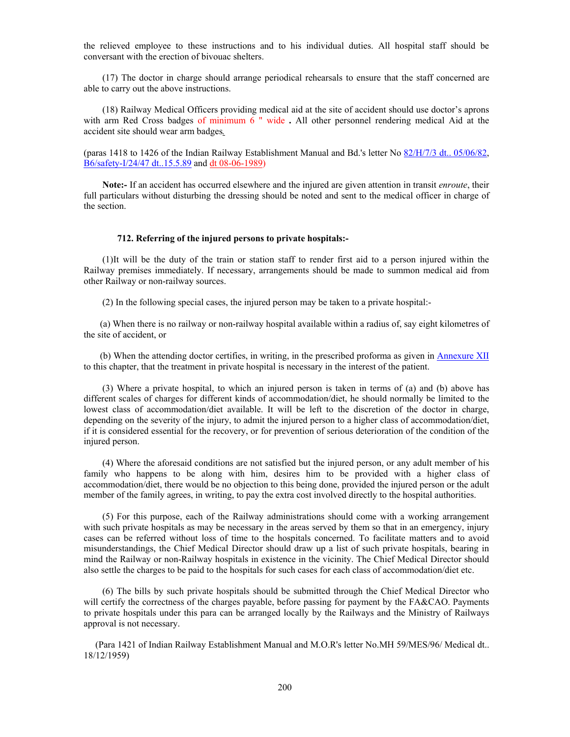the relieved employee to these instructions and to his individual duties. All hospital staff should be conversant with the erection of bivouac shelters.

(17) The doctor in charge should arrange periodical rehearsals to ensure that the staff concerned are able to carry out the above instructions.

(18) Railway Medical Officers providing medical aid at the site of accident should use doctor's aprons with arm Red Cross badges of minimum 6 " wide **.** All other personnel rendering medical Aid at the accident site should wear arm badges.

(paras 1418 to 1426 of the Indian Railway Establishment Manual and Bd.'s letter No 82/H/7/3 dt.. 05/06/82, B6/safety-I/24/47 dt..15.5.89 and dt 08-06-1989)

**Note:-** If an accident has occurred elsewhere and the injured are given attention in transit *enroute*, their full particulars without disturbing the dressing should be noted and sent to the medical officer in charge of the section.

### 712. Referring of the injured persons to private hospitals:-

(1)It will be the duty of the train or station staff to render first aid to a person injured within the Railway premises immediately. If necessary, arrangements should be made to summon medical aid from other Railway or non-railway sources.

(2) In the following special cases, the injured person may be taken to a private hospital:-

(a) When there is no railway or non-railway hospital available within a radius of, say eight kilometres of the site of accident, or

(b) When the attending doctor certifies, in writing, in the prescribed proforma as given in Annexure XII to this chapter, that the treatment in private hospital is necessary in the interest of the patient.

(3) Where a private hospital, to which an injured person is taken in terms of (a) and (b) above has different scales of charges for different kinds of accommodation/diet, he should normally be limited to the lowest class of accommodation/diet available. It will be left to the discretion of the doctor in charge, depending on the severity of the injury, to admit the injured person to a higher class of accommodation/diet, if it is considered essential for the recovery, or for prevention of serious deterioration of the condition of the injured person.

(4) Where the aforesaid conditions are not satisfied but the injured person, or any adult member of his family who happens to be along with him, desires him to be provided with a higher class of accommodation/diet, there would be no objection to this being done, provided the injured person or the adult member of the family agrees, in writing, to pay the extra cost involved directly to the hospital authorities.

(5) For this purpose, each of the Railway administrations should come with a working arrangement with such private hospitals as may be necessary in the areas served by them so that in an emergency, injury cases can be referred without loss of time to the hospitals concerned. To facilitate matters and to avoid misunderstandings, the Chief Medical Director should draw up a list of such private hospitals, bearing in mind the Railway or non-Railway hospitals in existence in the vicinity. The Chief Medical Director should also settle the charges to be paid to the hospitals for such cases for each class of accommodation/diet etc.

(6) The bills by such private hospitals should be submitted through the Chief Medical Director who will certify the correctness of the charges payable, before passing for payment by the FA&CAO. Payments to private hospitals under this para can be arranged locally by the Railways and the Ministry of Railways approval is not necessary.

(Para 1421 of Indian Railway Establishment Manual and M.O.R's letter No.MH 59/MES/96/ Medical dt.. 18/12/1959)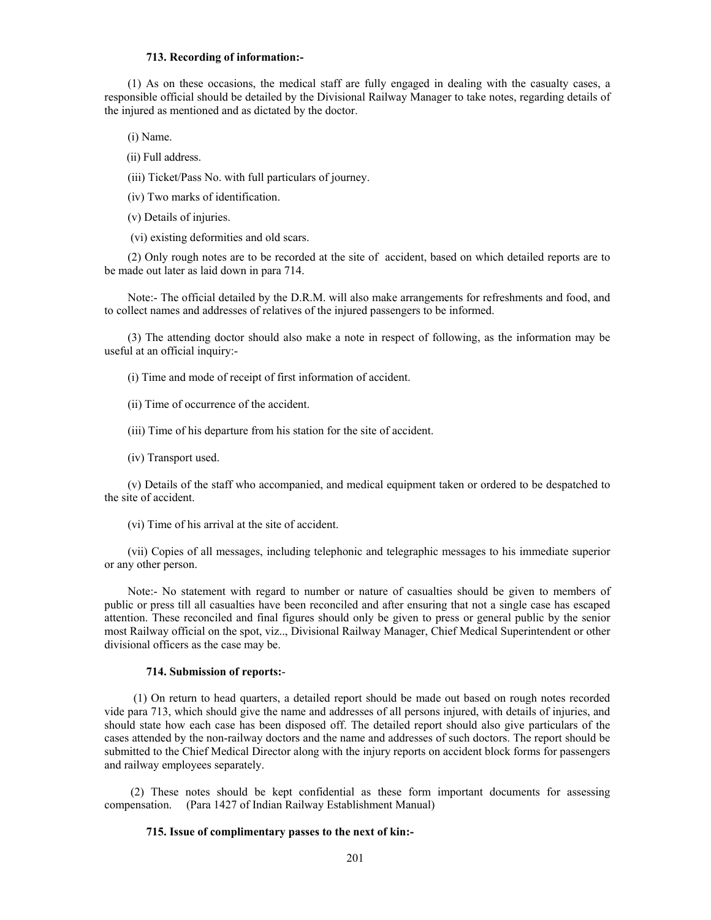#### 713. Recording of information:-

(1) As on these occasions, the medical staff are fully engaged in dealing with the casualty cases, a responsible official should be detailed by the Divisional Railway Manager to take notes, regarding details of the injured as mentioned and as dictated by the doctor.

(i) Name.

(ii) Full address.

(iii) Ticket/Pass No. with full particulars of journey.

(iv) Two marks of identification.

(v) Details of injuries.

(vi) existing deformities and old scars.

(2) Only rough notes are to be recorded at the site of accident, based on which detailed reports are to be made out later as laid down in para 714.

Note:- The official detailed by the D.R.M. will also make arrangements for refreshments and food, and to collect names and addresses of relatives of the injured passengers to be informed.

(3) The attending doctor should also make a note in respect of following, as the information may be useful at an official inquiry:-

(i) Time and mode of receipt of first information of accident.

(ii) Time of occurrence of the accident.

(iii) Time of his departure from his station for the site of accident.

(iv) Transport used.

(v) Details of the staff who accompanied, and medical equipment taken or ordered to be despatched to the site of accident.

(vi) Time of his arrival at the site of accident.

(vii) Copies of all messages, including telephonic and telegraphic messages to his immediate superior or any other person.

Note:- No statement with regard to number or nature of casualties should be given to members of public or press till all casualties have been reconciled and after ensuring that not a single case has escaped attention. These reconciled and final figures should only be given to press or general public by the senior most Railway official on the spot, viz.., Divisional Railway Manager, Chief Medical Superintendent or other divisional officers as the case may be.

#### 714. Submission of reports:-

(1) On return to head quarters, a detailed report should be made out based on rough notes recorded vide para 713, which should give the name and addresses of all persons injured, with details of injuries, and should state how each case has been disposed off. The detailed report should also give particulars of the cases attended by the non-railway doctors and the name and addresses of such doctors. The report should be submitted to the Chief Medical Director along with the injury reports on accident block forms for passengers and railway employees separately.

(2) These notes should be kept confidential as these form important documents for assessing compensation. (Para 1427 of Indian Railway Establishment Manual)

#### 715. Issue of complimentary passes to the next of kin:-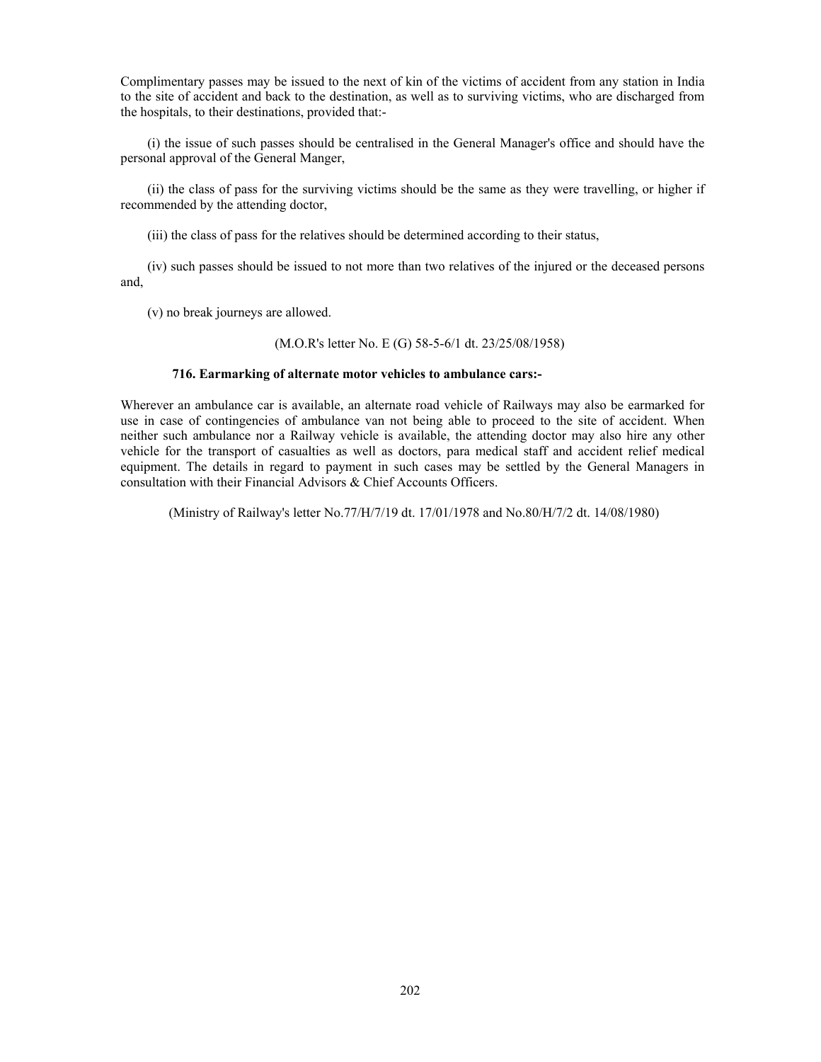Complimentary passes may be issued to the next of kin of the victims of accident from any station in India to the site of accident and back to the destination, as well as to surviving victims, who are discharged from the hospitals, to their destinations, provided that:-

(i) the issue of such passes should be centralised in the General Manager's office and should have the personal approval of the General Manger,

(ii) the class of pass for the surviving victims should be the same as they were travelling, or higher if recommended by the attending doctor,

(iii) the class of pass for the relatives should be determined according to their status,

(iv) such passes should be issued to not more than two relatives of the injured or the deceased persons and,

(v) no break journeys are allowed.

(M.O.R's letter No. E (G) 58-5-6/1 dt. 23/25/08/1958)

### 716. Earmarking of alternate motor vehicles to ambulance cars:-

Wherever an ambulance car is available, an alternate road vehicle of Railways may also be earmarked for use in case of contingencies of ambulance van not being able to proceed to the site of accident. When neither such ambulance nor a Railway vehicle is available, the attending doctor may also hire any other vehicle for the transport of casualties as well as doctors, para medical staff and accident relief medical equipment. The details in regard to payment in such cases may be settled by the General Managers in consultation with their Financial Advisors & Chief Accounts Officers.

(Ministry of Railway's letter No.77/H/7/19 dt. 17/01/1978 and No.80/H/7/2 dt. 14/08/1980)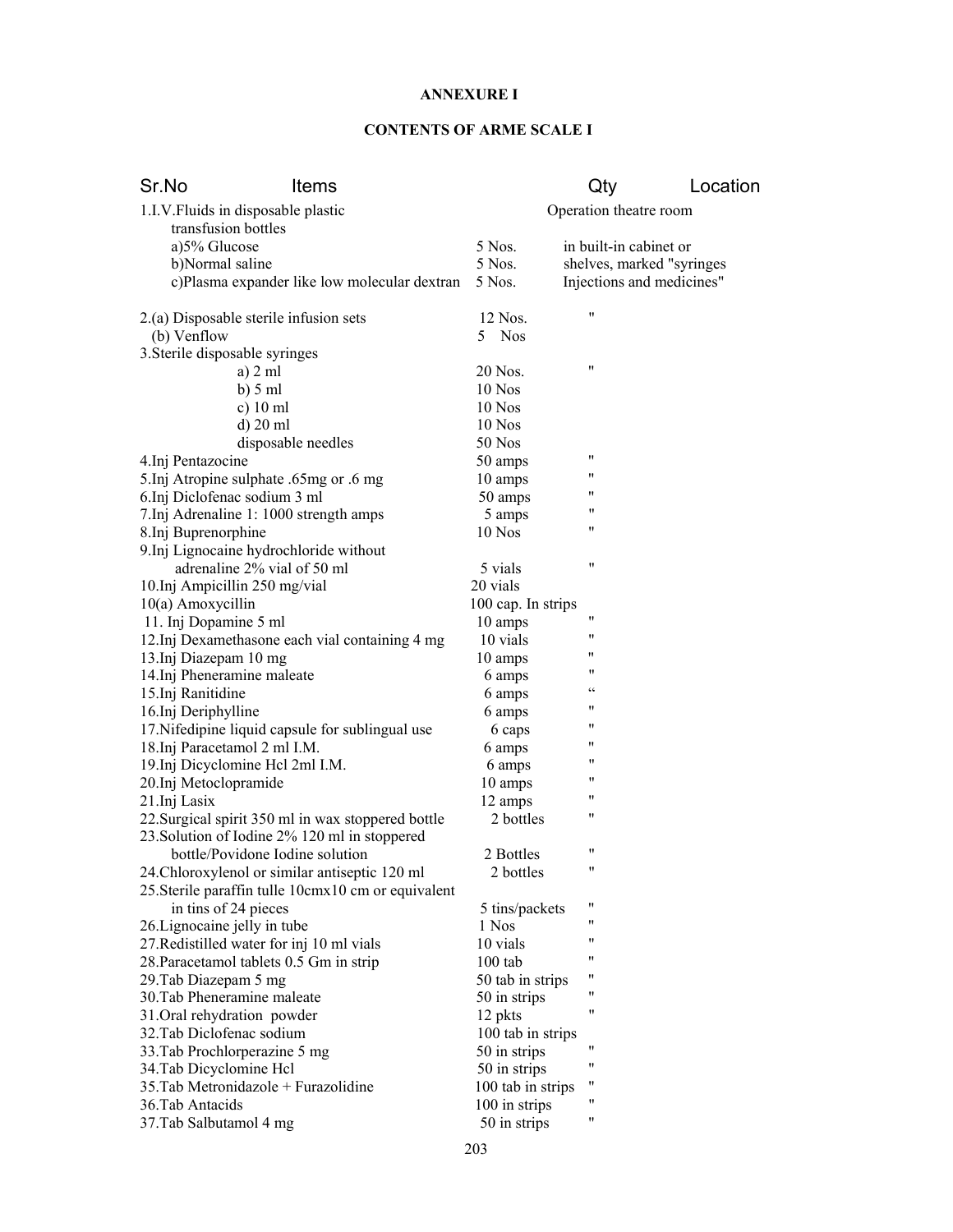**ANNEXURE I**

**CONTENTS OF ARME SCALE I**

| Sr.No | Items | Qty | Location |
|---|---|---|---|
| 1. | I.V.Fluids in disposable plastic transfusion bottles | | Operation theatre room |
| | a)5% Glucose | 5 Nos. | in built-in cabinet or |
| | b)Normal saline | 5 Nos. | shelves, marked "syringes |
| | c)Plasma expander like low molecular dextran | 5 Nos. | Injections and medicines" |
| 2. | (a) Disposable sterile infusion sets | 12 Nos. | " |
| | (b) Venflow | 5 Nos | |
| 3. | Sterile disposable syringes | | |
| | a) 2 ml | 20 Nos. | " |
| | b) 5 ml | 10 Nos | |
| | c) 10 ml | 10 Nos | |
| | d) 20 ml | 10 Nos | |
| | disposable needles | 50 Nos | |
| 4. | Inj Pentazocine | 50 amps | " |
| 5. | Inj Atropine sulphate .65mg or .6 mg | 10 amps | " |
| 6. | Inj Diclofenac sodium 3 ml | 50 amps | " |
| 7. | Inj Adrenaline 1: 1000 strength amps | 5 amps | " |
| 8. | Inj Buprenorphine | 10 Nos | " |
| 9. | Inj Lignocaine hydrochloride without adrenaline 2% vial of 50 ml | 5 vials | " |
| 10. | Inj Ampicillin 250 mg/vial | 20 vials | |
| 10(a) | Amoxycillin | 100 cap. In strips | |
| 11. | Inj Dopamine 5 ml | 10 amps | " |
| 12. | Inj Dexamethasone each vial containing 4 mg | 10 vials | " |
| 13. | Inj Diazepam 10 mg | 10 amps | " |
| 14. | Inj Pheneramine maleate | 6 amps | " |
| 15. | Inj Ranitidine | 6 amps | " |
| 16. | Inj Deriphylline | 6 amps | " |
| 17. | Nifedipine liquid capsule for sublingual use | 6 caps | " |
| 18. | Inj Paracetamol 2 ml I.M. | 6 amps | " |
| 19. | Inj Dicyclomine Hcl 2ml I.M. | 6 amps | " |
| 20. | Inj Metoclopramide | 10 amps | " |
| 21. | Inj Lasix | 12 amps | " |
| 22. | Surgical spirit 350 ml in wax stoppered bottle | 2 bottles | " |
| 23. | Solution of Iodine 2% 120 ml in stoppered bottle/Povidone Iodine solution | 2 Bottles | " |
| 24. | Chloroxylenol or similar antiseptic 120 ml | 2 bottles | " |
| 25. | Sterile paraffin tulle 10cmx10 cm or equivalent in tins of 24 pieces | 5 tins/packets | " |
| 26. | Lignocaine jelly in tube | 1 Nos | " |
| 27. | Redistilled water for inj 10 ml vials | 10 vials | " |
| 28. | Paracetamol tablets 0.5 Gm in strip | 100 tab | " |
| 29. | Tab Diazepam 5 mg | 50 tab in strips | " |
| 30. | Tab Pheneramine maleate | 50 in strips | " |
| 31. | Oral rehydration powder | 12 pkts | " |
| 32. | Tab Diclofenac sodium | 100 tab in strips | |
| 33. | Tab Prochlorperazine 5 mg | 50 in strips | " |
| 34. | Tab Dicyclomine Hcl | 50 in strips | " |
| 35. | Tab Metronidazole + Furazolidine | 100 tab in strips | " |
| 36. | Tab Antacids | 100 in strips | " |
| 37. | Tab Salbutamol 4 mg | 50 in strips | " |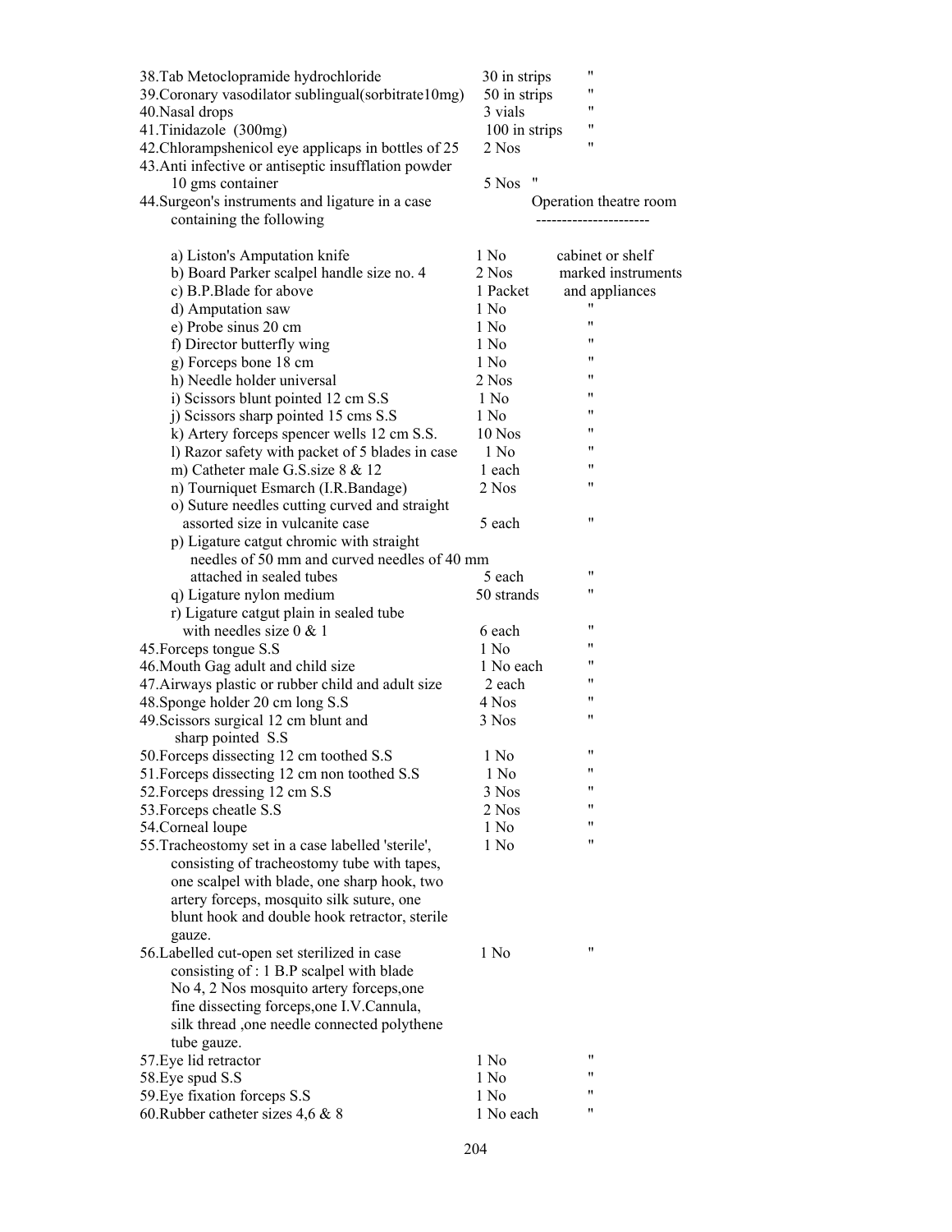| Item | Quantity | Location |
|---|---|---|
| 38. Tab Metoclopramide hydrochloride | 30 in strips | " |
| 39. Coronary vasodilator sublingual(sorbitrate10mg) | 50 in strips | " |
| 40. Nasal drops | 3 vials | " |
| 41. Tinidazole (300mg) | 100 in strips | " |
| 42. Chlorampshenicol eye applicaps in bottles of 25 | 2 Nos | " |
| 43. Anti infective or antiseptic insufflation powder 10 gms container | 5 Nos | " |
| 44. Surgeon's instruments and ligature in a case containing the following | | Operation theatre room |
| a) Liston's Amputation knife | 1 No | cabinet or shelf |
| b) Board Parker scalpel handle size no. 4 | 2 Nos | marked instruments |
| c) B.P.Blade for above | 1 Packet | and appliances |
| d) Amputation saw | 1 No | " |
| e) Probe sinus 20 cm | 1 No | " |
| f) Director butterfly wing | 1 No | " |
| g) Forceps bone 18 cm | 1 No | " |
| h) Needle holder universal | 2 Nos | " |
| i) Scissors blunt pointed 12 cm S.S | 1 No | " |
| j) Scissors sharp pointed 15 cms S.S | 1 No | " |
| k) Artery forceps spencer wells 12 cm S.S. | 10 Nos | " |
| l) Razor safety with packet of 5 blades in case | 1 No | " |
| m) Catheter male G.S.size 8 & 12 | 1 each | " |
| n) Tourniquet Esmarch (I.R.Bandage) | 2 Nos | " |
| o) Suture needles cutting curved and straight assorted size in vulcanite case | 5 each | " |
| p) Ligature catgut chromic with straight needles of 50 mm and curved needles of 40 mm attached in sealed tubes | 5 each | " |
| q) Ligature nylon medium | 50 strands | " |
| r) Ligature catgut plain in sealed tube with needles size 0 & 1 | 6 each | " |
| 45. Forceps tongue S.S | 1 No | " |
| 46. Mouth Gag adult and child size | 1 No each | " |
| 47. Airways plastic or rubber child and adult size | 2 each | " |
| 48. Sponge holder 20 cm long S.S | 4 Nos | " |
| 49. Scissors surgical 12 cm blunt and sharp pointed S.S | 3 Nos | " |
| 50. Forceps dissecting 12 cm toothed S.S | 1 No | " |
| 51. Forceps dissecting 12 cm non toothed S.S | 1 No | " |
| 52. Forceps dressing 12 cm S.S | 3 Nos | " |
| 53. Forceps cheatle S.S | 2 Nos | " |
| 54. Corneal loupe | 1 No | " |
| 55. Tracheostomy set in a case labelled 'sterile', consisting of tracheostomy tube with tapes, one scalpel with blade, one sharp hook, two artery forceps, mosquito silk suture, one blunt hook and double hook retractor, sterile gauze. | 1 No | " |
| 56. Labelled cut-open set sterilized in case consisting of : 1 B.P scalpel with blade No 4, 2 Nos mosquito artery forceps, one fine dissecting forceps, one I.V.Cannula, silk thread, one needle connected polythene tube gauze. | 1 No | " |
| 57. Eye lid retractor | 1 No | " |
| 58. Eye spud S.S | 1 No | " |
| 59. Eye fixation forceps S.S | 1 No | " |
| 60. Rubber catheter sizes 4,6 & 8 | 1 No each | " |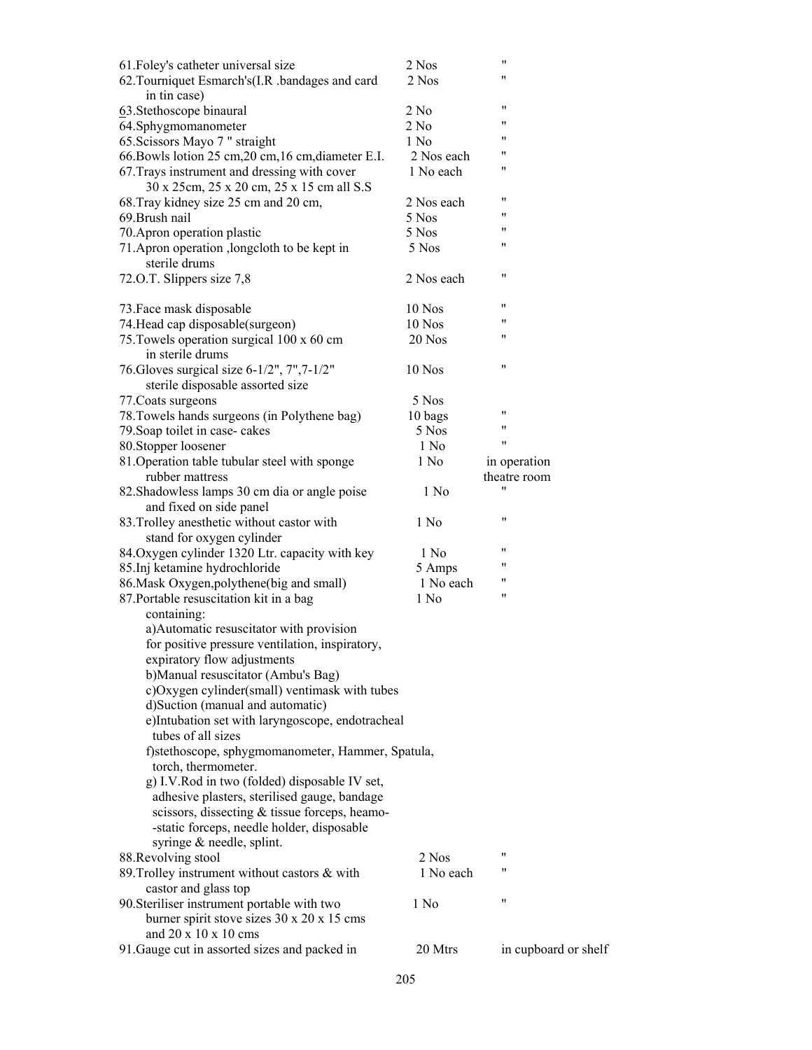| Item | Quantity | Location |
|---|---|---|
| 61.Foley's catheter universal size | 2 Nos | " |
| 62.Tourniquet Esmarch's(I.R .bandages and card in tin case) | 2 Nos | " |
| 63.Stethoscope binaural | 2 No | " |
| 64.Sphygmomanometer | 2 No | " |
| 65.Scissors Mayo 7 " straight | 1 No | " |
| 66.Bowls lotion 25 cm,20 cm,16 cm,diameter E.I. | 2 Nos each | " |
| 67.Trays instrument and dressing with cover 30 x 25cm, 25 x 20 cm, 25 x 15 cm all S.S | 1 No each | " |
| 68.Tray kidney size 25 cm and 20 cm, | 2 Nos each | " |
| 69.Brush nail | 5 Nos | " |
| 70.Apron operation plastic | 5 Nos | " |
| 71.Apron operation ,longcloth to be kept in sterile drums | 5 Nos | " |
| 72.O.T. Slippers size 7,8 | 2 Nos each | " |
| 73.Face mask disposable | 10 Nos | " |
| 74.Head cap disposable(surgeon) | 10 Nos | " |
| 75.Towels operation surgical 100 x 60 cm in sterile drums | 20 Nos | " |
| 76.Gloves surgical size 6-1/2", 7",7-1/2" sterile disposable assorted size | 10 Nos | " |
| 77.Coats surgeons | 5 Nos | |
| 78.Towels hands surgeons (in Polythene bag) | 10 bags | " |
| 79.Soap toilet in case- cakes | 5 Nos | " |
| 80.Stopper loosener | 1 No | " |
| 81.Operation table tubular steel with sponge rubber mattress | 1 No | in operation theatre room |
| 82.Shadowless lamps 30 cm dia or angle poise and fixed on side panel | 1 No | " |
| 83.Trolley anesthetic without castor with stand for oxygen cylinder | 1 No | " |
| 84.Oxygen cylinder 1320 Ltr. capacity with key | 1 No | " |
| 85.Inj ketamine hydrochloride | 5 Amps | " |
| 86.Mask Oxygen,polythene(big and small) | 1 No each | " |
| 87.Portable resuscitation kit in a bag containing: a)Automatic resuscitator with provision for positive pressure ventilation, inspiratory, expiratory flow adjustments b)Manual resuscitator (Ambu's Bag) c)Oxygen cylinder(small) ventimask with tubes d)Suction (manual and automatic) e)Intubation set with laryngoscope, endotracheal tubes of all sizes f)stethoscope, sphygmomanometer, Hammer, Spatula, torch, thermometer. g) I.V.Rod in two (folded) disposable IV set, adhesive plasters, sterilised gauge, bandage scissors, dissecting & tissue forceps, heamo- -static forceps, needle holder, disposable syringe & needle, splint. | 1 No | " |
| 88.Revolving stool | 2 Nos | " |
| 89.Trolley instrument without castors & with castor and glass top | 1 No each | " |
| 90.Steriliser instrument portable with two burner spirit stove sizes 30 x 20 x 15 cms and 20 x 10 x 10 cms | 1 No | " |
| 91.Gauge cut in assorted sizes and packed in | 20 Mtrs | in cupboard or shelf |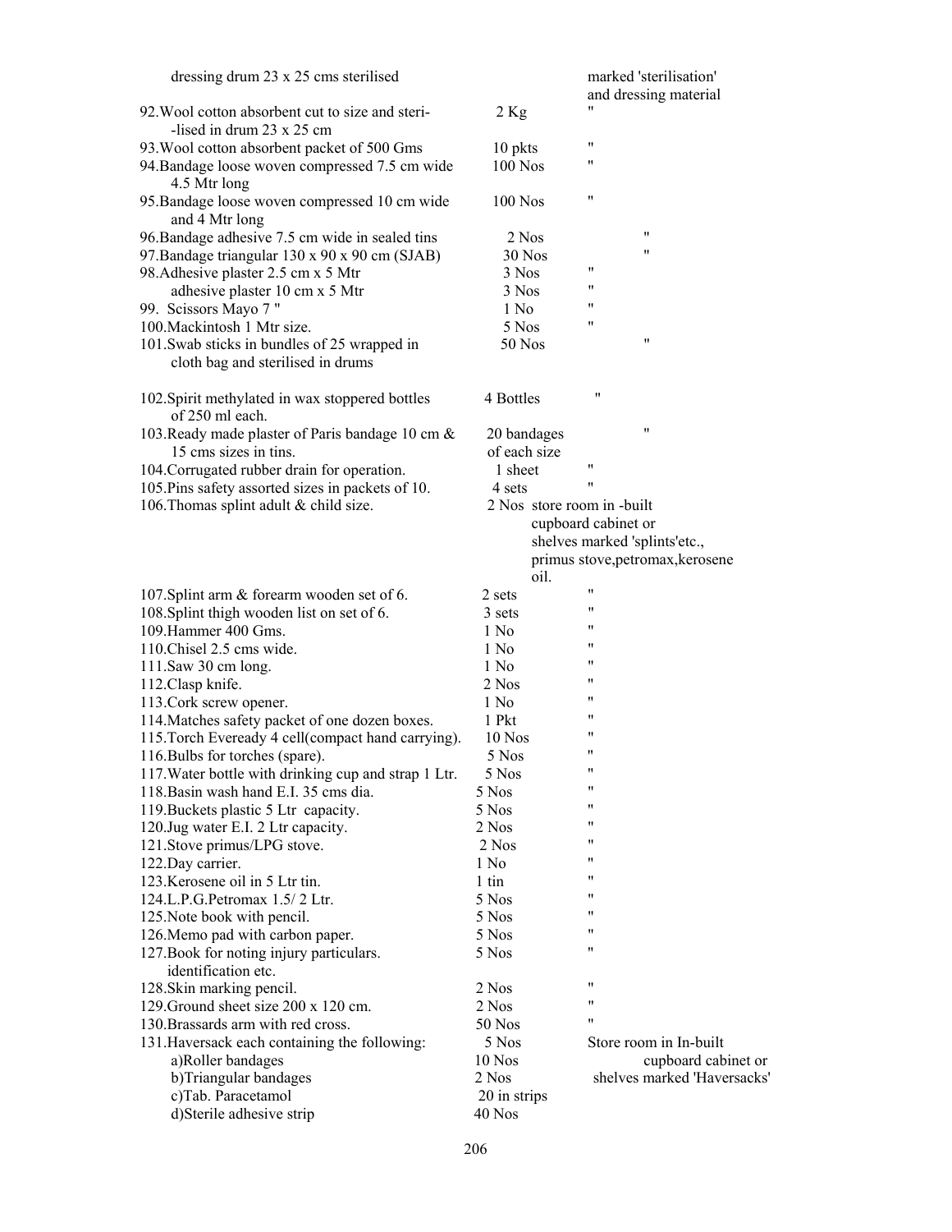| Item | Quantity | Storage |
|---|---|---|
| dressing drum 23 x 25 cms sterilised | | marked 'sterilisation' and dressing material |
| 92.Wool cotton absorbent cut to size and steri--lised in drum 23 x 25 cm | 2 Kg | " |
| 93.Wool cotton absorbent packet of 500 Gms | 10 pkts | " |
| 94.Bandage loose woven compressed 7.5 cm wide 4.5 Mtr long | 100 Nos | " |
| 95.Bandage loose woven compressed 10 cm wide and 4 Mtr long | 100 Nos | " |
| 96.Bandage adhesive 7.5 cm wide in sealed tins | 2 Nos | " |
| 97.Bandage triangular 130 x 90 x 90 cm (SJAB) | 30 Nos | " |
| 98.Adhesive plaster 2.5 cm x 5 Mtr | 3 Nos | " |
| adhesive plaster 10 cm x 5 Mtr | 3 Nos | " |
| 99. Scissors Mayo 7 " | 1 No | " |
| 100.Mackintosh 1 Mtr size. | 5 Nos | " |
| 101.Swab sticks in bundles of 25 wrapped in cloth bag and sterilised in drums | 50 Nos | " |
| 102.Spirit methylated in wax stoppered bottles of 250 ml each. | 4 Bottles | " |
| 103.Ready made plaster of Paris bandage 10 cm & 15 cms sizes in tins. | 20 bandages of each size | " |
| 104.Corrugated rubber drain for operation. | 1 sheet | " |
| 105.Pins safety assorted sizes in packets of 10. | 4 sets | " |
| 106.Thomas splint adult & child size. | 2 Nos | store room in -built cupboard cabinet or shelves marked 'splints'etc., primus stove,petromax,kerosene oil. |
| 107.Splint arm & forearm wooden set of 6. | 2 sets | " |
| 108.Splint thigh wooden list on set of 6. | 3 sets | " |
| 109.Hammer 400 Gms. | 1 No | " |
| 110.Chisel 2.5 cms wide. | 1 No | " |
| 111.Saw 30 cm long. | 1 No | " |
| 112.Clasp knife. | 2 Nos | " |
| 113.Cork screw opener. | 1 No | " |
| 114.Matches safety packet of one dozen boxes. | 1 Pkt | " |
| 115.Torch Eveready 4 cell(compact hand carrying). | 10 Nos | " |
| 116.Bulbs for torches (spare). | 5 Nos | " |
| 117.Water bottle with drinking cup and strap 1 Ltr. | 5 Nos | " |
| 118.Basin wash hand E.I. 35 cms dia. | 5 Nos | " |
| 119.Buckets plastic 5 Ltr capacity. | 5 Nos | " |
| 120.Jug water E.I. 2 Ltr capacity. | 2 Nos | " |
| 121.Stove primus/LPG stove. | 2 Nos | " |
| 122.Day carrier. | 1 No | " |
| 123.Kerosene oil in 5 Ltr tin. | 1 tin | " |
| 124.L.P.G.Petromax 1.5/ 2 Ltr. | 5 Nos | " |
| 125.Note book with pencil. | 5 Nos | " |
| 126.Memo pad with carbon paper. | 5 Nos | " |
| 127.Book for noting injury particulars. identification etc. | 5 Nos | " |
| 128.Skin marking pencil. | 2 Nos | " |
| 129.Ground sheet size 200 x 120 cm. | 2 Nos | " |
| 130.Brassards arm with red cross. | 50 Nos | " |
| 131.Haversack each containing the following: | 5 Nos | Store room in In-built cupboard cabinet or shelves marked 'Haversacks' |
| a)Roller bandages | 10 Nos | |
| b)Triangular bandages | 2 Nos | |
| c)Tab. Paracetamol | 20 in strips | |
| d)Sterile adhesive strip | 40 Nos | |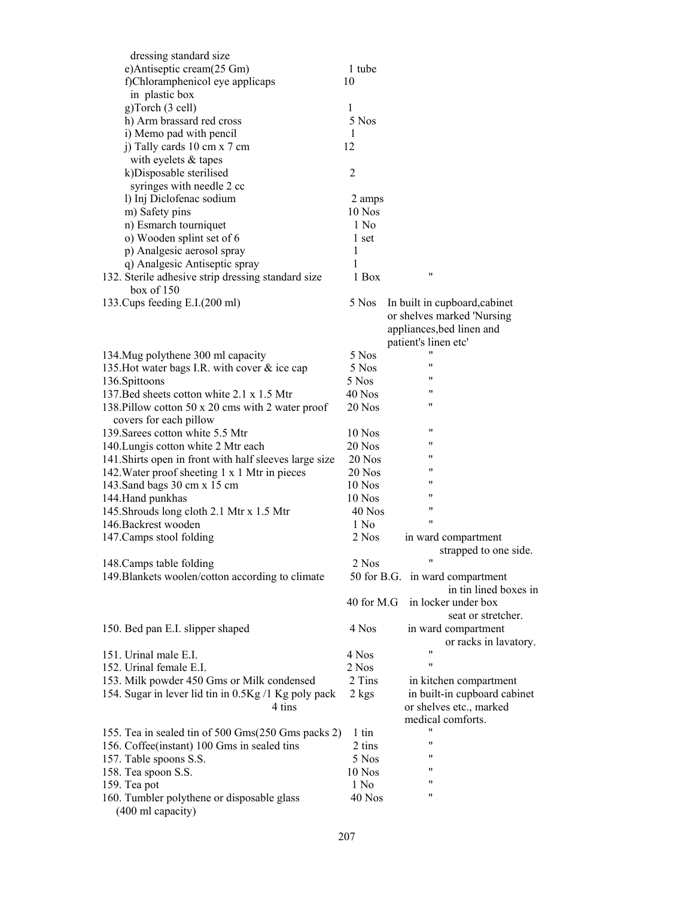| Item | Quantity | Location |
|---|---|---|
| dressing standard size | | |
| e)Antiseptic cream(25 Gm) | 1 tube | |
| f)Chloramphenicol eye applicaps in plastic box | 10 | |
| g)Torch (3 cell) | 1 | |
| h) Arm brassard red cross | 5 Nos | |
| i) Memo pad with pencil | 1 | |
| j) Tally cards 10 cm x 7 cm with eyelets & tapes | 12 | |
| k)Disposable sterilised syringes with needle 2 cc | 2 | |
| l) Inj Diclofenac sodium | 2 amps | |
| m) Safety pins | 10 Nos | |
| n) Esmarch tourniquet | 1 No | |
| o) Wooden splint set of 6 | 1 set | |
| p) Analgesic aerosol spray | 1 | |
| q) Analgesic Antiseptic spray | 1 | |
| 132. Sterile adhesive strip dressing standard size box of 150 | 1 Box | " |
| 133.Cups feeding E.I.(200 ml) | 5 Nos | In built in cupboard,cabinet or shelves marked 'Nursing appliances,bed linen and patient's linen etc' |
| 134.Mug polythene 300 ml capacity | 5 Nos | " |
| 135.Hot water bags I.R. with cover & ice cap | 5 Nos | " |
| 136.Spittoons | 5 Nos | " |
| 137.Bed sheets cotton white 2.1 x 1.5 Mtr | 40 Nos | " |
| 138.Pillow cotton 50 x 20 cms with 2 water proof covers for each pillow | 20 Nos | " |
| 139.Sarees cotton white 5.5 Mtr | 10 Nos | " |
| 140.Lungis cotton white 2 Mtr each | 20 Nos | " |
| 141.Shirts open in front with half sleeves large size | 20 Nos | " |
| 142.Water proof sheeting 1 x 1 Mtr in pieces | 20 Nos | " |
| 143.Sand bags 30 cm x 15 cm | 10 Nos | " |
| 144.Hand punkhas | 10 Nos | " |
| 145.Shrouds long cloth 2.1 Mtr x 1.5 Mtr | 40 Nos | " |
| 146.Backrest wooden | 1 No | " |
| 147.Camps stool folding | 2 Nos | in ward compartment strapped to one side. |
| 148.Camps table folding | 2 Nos | " |
| 149.Blankets woolen/cotton according to climate | 50 for B.G. | in ward compartment in tin lined boxes in |
| | 40 for M.G | in locker under box seat or stretcher. |
| 150. Bed pan E.I. slipper shaped | 4 Nos | in ward compartment or racks in lavatory. |
| 151. Urinal male E.I. | 4 Nos | " |
| 152. Urinal female E.I. | 2 Nos | " |
| 153. Milk powder 450 Gms or Milk condensed | 2 Tins | in kitchen compartment |
| 154. Sugar in lever lid tin in 0.5Kg /1 Kg poly pack 4 tins | 2 kgs | in built-in cupboard cabinet or shelves etc., marked medical comforts. |
| 155. Tea in sealed tin of 500 Gms(250 Gms packs 2) | 1 tin | " |
| 156. Coffee(instant) 100 Gms in sealed tins | 2 tins | " |
| 157. Table spoons S.S. | 5 Nos | " |
| 158. Tea spoon S.S. | 10 Nos | " |
| 159. Tea pot | 1 No | " |
| 160. Tumbler polythene or disposable glass (400 ml capacity) | 40 Nos | " |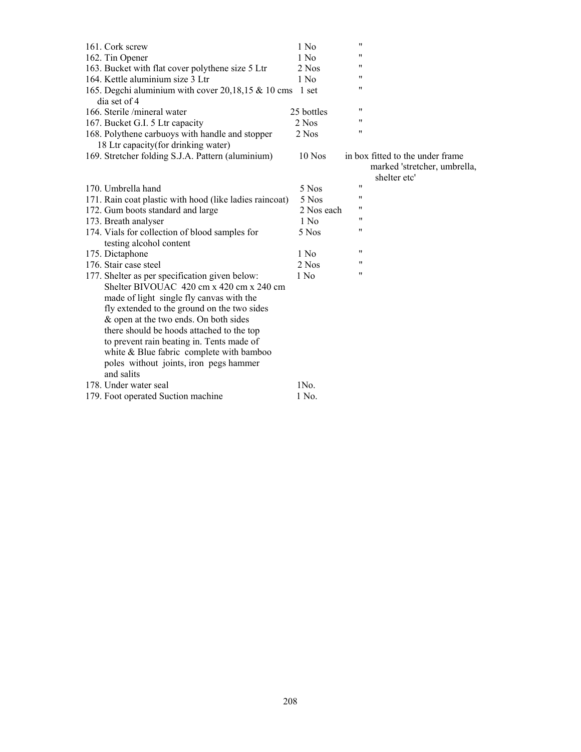| | | |
|---|---|---|
| 161. Cork screw | 1 No | " |
| 162. Tin Opener | 1 No | " |
| 163. Bucket with flat cover polythene size 5 Ltr | 2 Nos | " |
| 164. Kettle aluminium size 3 Ltr | 1 No | " |
| 165. Degchi aluminium with cover 20,18,15 & 10 cms dia set of 4 | 1 set | " |
| 166. Sterile /mineral water | 25 bottles | " |
| 167. Bucket G.I. 5 Ltr capacity | 2 Nos | " |
| 168. Polythene carbuoys with handle and stopper 18 Ltr capacity(for drinking water) | 2 Nos | " |
| 169. Stretcher folding S.J.A. Pattern (aluminium) | 10 Nos | in box fitted to the under frame marked 'stretcher, umbrella, shelter etc' |
| 170. Umbrella hand | 5 Nos | " |
| 171. Rain coat plastic with hood (like ladies raincoat) | 5 Nos | " |
| 172. Gum boots standard and large | 2 Nos each | " |
| 173. Breath analyser | 1 No | " |
| 174. Vials for collection of blood samples for testing alcohol content | 5 Nos | " |
| 175. Dictaphone | 1 No | " |
| 176. Stair case steel | 2 Nos | " |
| 177. Shelter as per specification given below: Shelter BIVOUAC 420 cm x 420 cm x 240 cm made of light single fly canvas with the fly extended to the ground on the two sides & open at the two ends. On both sides there should be hoods attached to the top to prevent rain beating in. Tents made of white & Blue fabric complete with bamboo poles without joints, iron pegs hammer and salits | 1 No | " |
| 178. Under water seal | 1No. | |
| 179. Foot operated Suction machine | 1 No. | |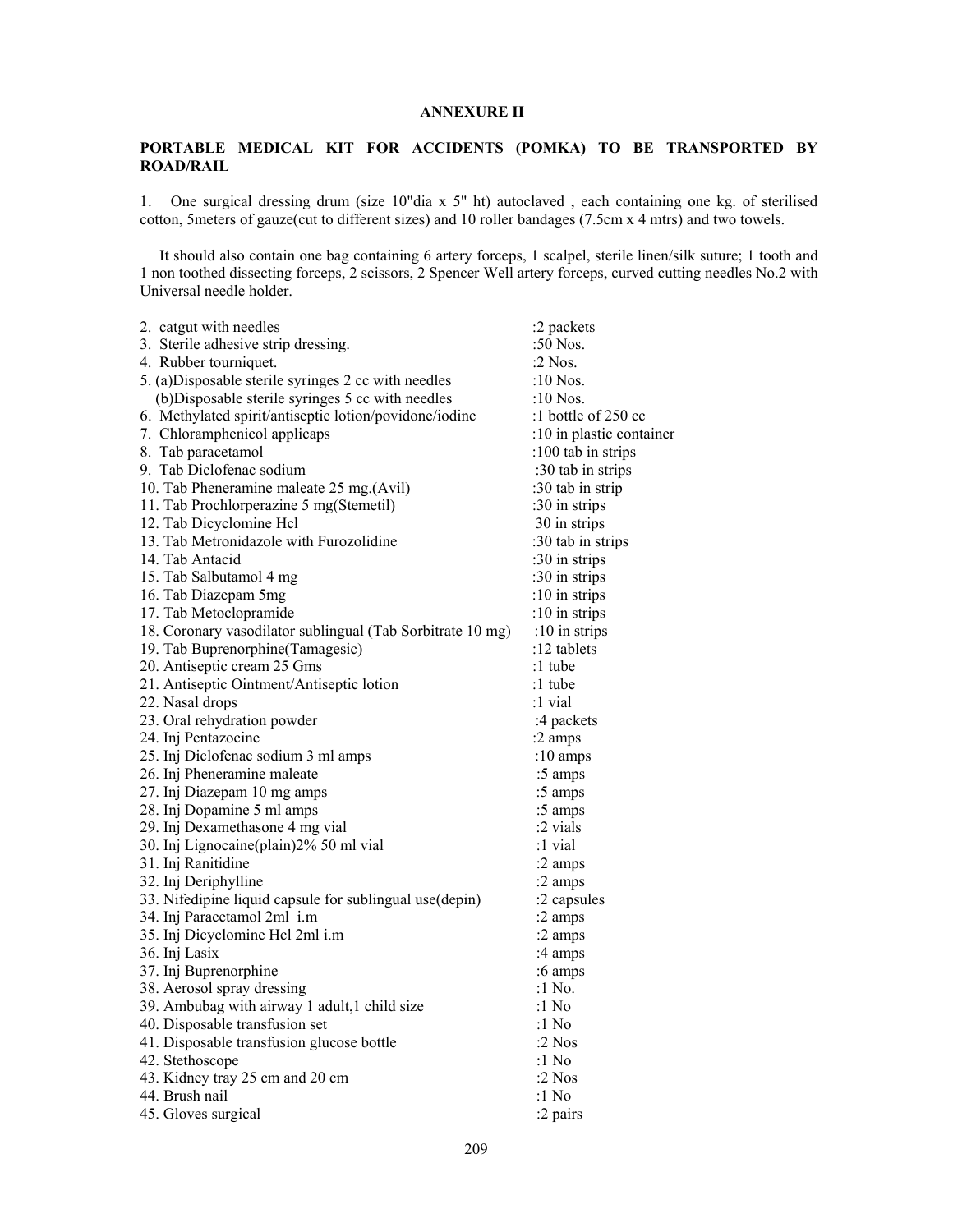**ANNEXURE II**

**PORTABLE MEDICAL KIT FOR ACCIDENTS (POMKA) TO BE TRANSPORTED BY ROAD/RAIL**

1. One surgical dressing drum (size 10"dia x 5" ht) autoclaved , each containing one kg. of sterilised cotton, 5meters of gauze(cut to different sizes) and 10 roller bandages (7.5cm x 4 mtrs) and two towels.

It should also contain one bag containing 6 artery forceps, 1 scalpel, sterile linen/silk suture; 1 tooth and 1 non toothed dissecting forceps, 2 scissors, 2 Spencer Well artery forceps, curved cutting needles No.2 with Universal needle holder.

| | |
|---|---|
| 2. catgut with needles | :2 packets |
| 3. Sterile adhesive strip dressing. | :50 Nos. |
| 4. Rubber tourniquet. | :2 Nos. |
| 5. (a)Disposable sterile syringes 2 cc with needles | :10 Nos. |
| (b)Disposable sterile syringes 5 cc with needles | :10 Nos. |
| 6. Methylated spirit/antiseptic lotion/povidone/iodine | :1 bottle of 250 cc |
| 7. Chloramphenicol applicaps | :10 in plastic container |
| 8. Tab paracetamol | :100 tab in strips |
| 9. Tab Diclofenac sodium | :30 tab in strips |
| 10. Tab Pheneramine maleate 25 mg.(Avil) | :30 tab in strip |
| 11. Tab Prochlorperazine 5 mg(Stemetil) | :30 in strips |
| 12. Tab Dicyclomine Hcl | 30 in strips |
| 13. Tab Metronidazole with Furozolidine | :30 tab in strips |
| 14. Tab Antacid | :30 in strips |
| 15. Tab Salbutamol 4 mg | :30 in strips |
| 16. Tab Diazepam 5mg | :10 in strips |
| 17. Tab Metoclopramide | :10 in strips |
| 18. Coronary vasodilator sublingual (Tab Sorbitrate 10 mg) | :10 in strips |
| 19. Tab Buprenorphine(Tamagesic) | :12 tablets |
| 20. Antiseptic cream 25 Gms | :1 tube |
| 21. Antiseptic Ointment/Antiseptic lotion | :1 tube |
| 22. Nasal drops | :1 vial |
| 23. Oral rehydration powder | :4 packets |
| 24. Inj Pentazocine | :2 amps |
| 25. Inj Diclofenac sodium 3 ml amps | :10 amps |
| 26. Inj Pheneramine maleate | :5 amps |
| 27. Inj Diazepam 10 mg amps | :5 amps |
| 28. Inj Dopamine 5 ml amps | :5 amps |
| 29. Inj Dexamethasone 4 mg vial | :2 vials |
| 30. Inj Lignocaine(plain)2% 50 ml vial | :1 vial |
| 31. Inj Ranitidine | :2 amps |
| 32. Inj Deriphylline | :2 amps |
| 33. Nifedipine liquid capsule for sublingual use(depin) | :2 capsules |
| 34. Inj Paracetamol 2ml i.m | :2 amps |
| 35. Inj Dicyclomine Hcl 2ml i.m | :2 amps |
| 36. Inj Lasix | :4 amps |
| 37. Inj Buprenorphine | :6 amps |
| 38. Aerosol spray dressing | :1 No. |
| 39. Ambubag with airway 1 adult,1 child size | :1 No |
| 40. Disposable transfusion set | :1 No |
| 41. Disposable transfusion glucose bottle | :2 Nos |
| 42. Stethoscope | :1 No |
| 43. Kidney tray 25 cm and 20 cm | :2 Nos |
| 44. Brush nail | :1 No |
| 45. Gloves surgical | :2 pairs |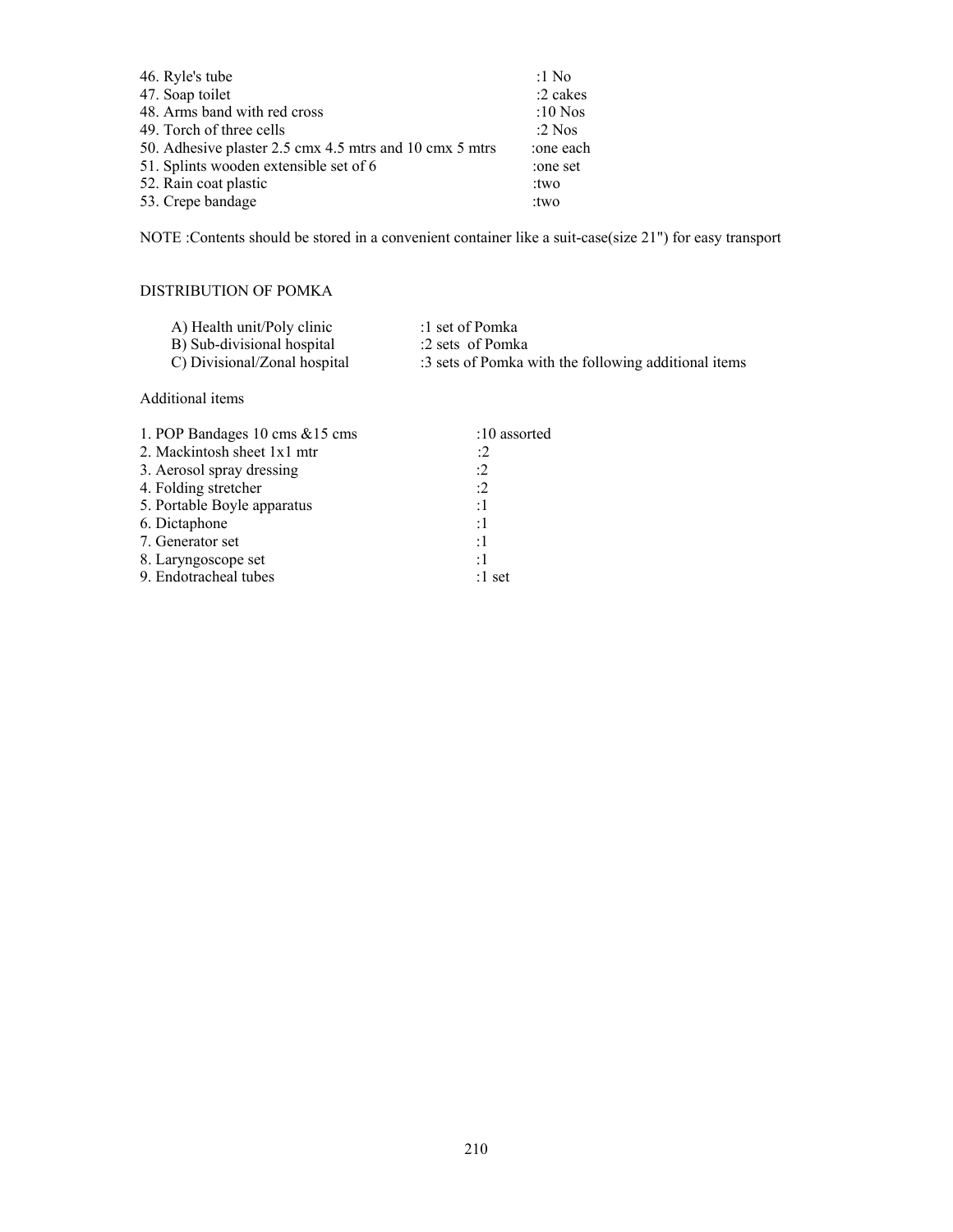46. Ryle's tube :1 No
47. Soap toilet :2 cakes
48. Arms band with red cross :10 Nos
49. Torch of three cells :2 Nos
50. Adhesive plaster 2.5 cmx 4.5 mtrs and 10 cmx 5 mtrs :one each
51. Splints wooden extensible set of 6 :one set
52. Rain coat plastic :two
53. Crepe bandage :two

NOTE :Contents should be stored in a convenient container like a suit-case(size 21") for easy transport

DISTRIBUTION OF POMKA

A) Health unit/Poly clinic :1 set of Pomka
B) Sub-divisional hospital :2 sets of Pomka
C) Divisional/Zonal hospital :3 sets of Pomka with the following additional items

Additional items

1. POP Bandages 10 cms &15 cms :10 assorted
2. Mackintosh sheet 1x1 mtr :2
3. Aerosol spray dressing :2
4. Folding stretcher :2
5. Portable Boyle apparatus :1
6. Dictaphone :1
7. Generator set :1
8. Laryngoscope set :1
9. Endotracheal tubes :1 set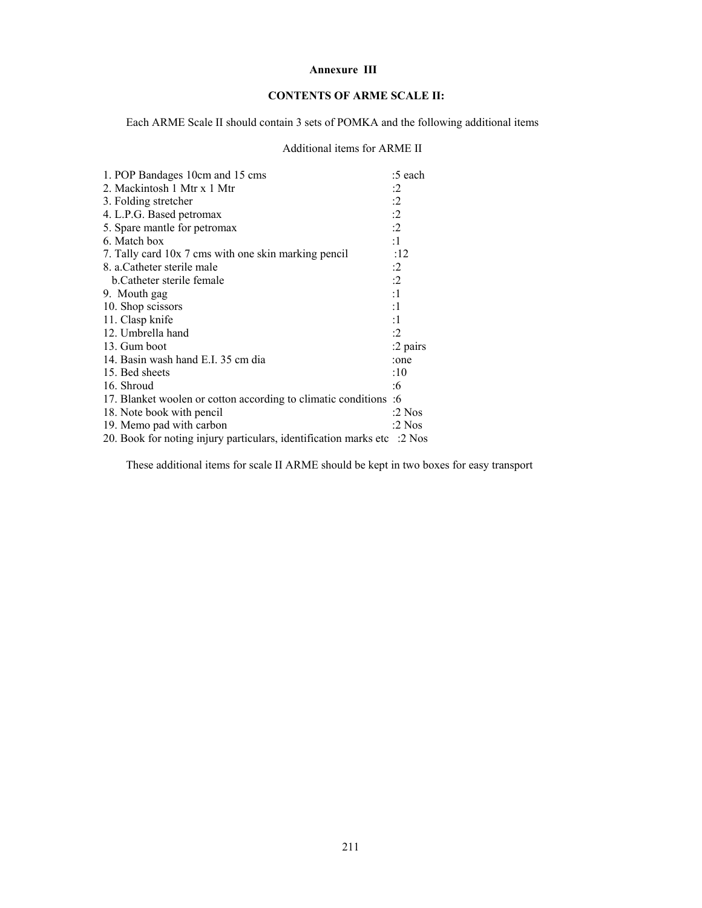**Annexure III**

**CONTENTS OF ARME SCALE II:**

Each ARME Scale II should contain 3 sets of POMKA and the following additional items

Additional items for ARME II

| Item | Quantity |
|---|---|
| 1. POP Bandages 10cm and 15 cms | :5 each |
| 2. Mackintosh 1 Mtr x 1 Mtr | :2 |
| 3. Folding stretcher | :2 |
| 4. L.P.G. Based petromax | :2 |
| 5. Spare mantle for petromax | :2 |
| 6. Match box | :1 |
| 7. Tally card 10x 7 cms with one skin marking pencil | :12 |
| 8. a.Catheter sterile male | :2 |
| b.Catheter sterile female | :2 |
| 9. Mouth gag | :1 |
| 10. Shop scissors | :1 |
| 11. Clasp knife | :1 |
| 12. Umbrella hand | :2 |
| 13. Gum boot | :2 pairs |
| 14. Basin wash hand E.I. 35 cm dia | :one |
| 15. Bed sheets | :10 |
| 16. Shroud | :6 |
| 17. Blanket woolen or cotton according to climatic conditions | :6 |
| 18. Note book with pencil | :2 Nos |
| 19. Memo pad with carbon | :2 Nos |
| 20. Book for noting injury particulars, identification marks etc | :2 Nos |

These additional items for scale II ARME should be kept in two boxes for easy transport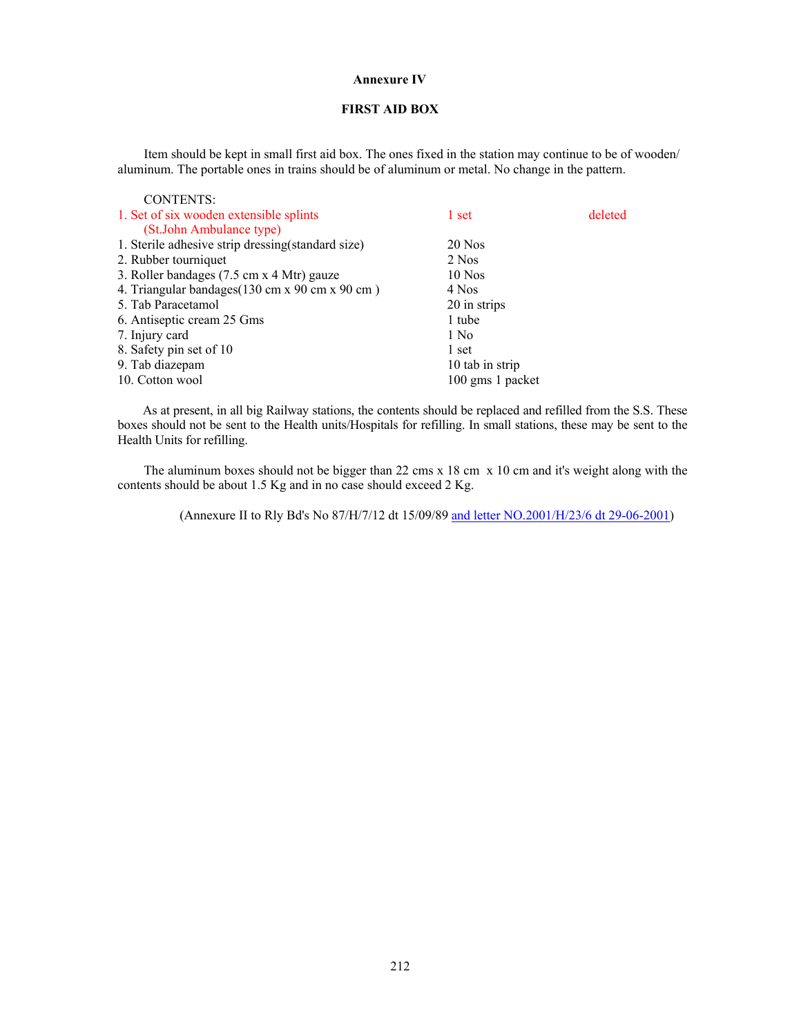**Annexure IV**

**FIRST AID BOX**

Item should be kept in small first aid box. The ones fixed in the station may continue to be of wooden/ aluminum. The portable ones in trains should be of aluminum or metal. No change in the pattern.

CONTENTS:

| Item | Quantity | Remarks |
|---|---|---|
| 1. Set of six wooden extensible splints (St.John Ambulance type) | 1 set | deleted |
| 1. Sterile adhesive strip dressing(standard size) | 20 Nos | |
| 2. Rubber tourniquet | 2 Nos | |
| 3. Roller bandages (7.5 cm x 4 Mtr) gauze | 10 Nos | |
| 4. Triangular bandages(130 cm x 90 cm x 90 cm ) | 4 Nos | |
| 5. Tab Paracetamol | 20 in strips | |
| 6. Antiseptic cream 25 Gms | 1 tube | |
| 7. Injury card | 1 No | |
| 8. Safety pin set of 10 | 1 set | |
| 9. Tab diazepam | 10 tab in strip | |
| 10. Cotton wool | 100 gms 1 packet | |

As at present, in all big Railway stations, the contents should be replaced and refilled from the S.S. These boxes should not be sent to the Health units/Hospitals for refilling. In small stations, these may be sent to the Health Units for refilling.

The aluminum boxes should not be bigger than 22 cms x 18 cm x 10 cm and it's weight along with the contents should be about 1.5 Kg and in no case should exceed 2 Kg.

(Annexure II to Rly Bd's No 87/H/7/12 dt 15/09/89 and letter NO.2001/H/23/6 dt 29-06-2001)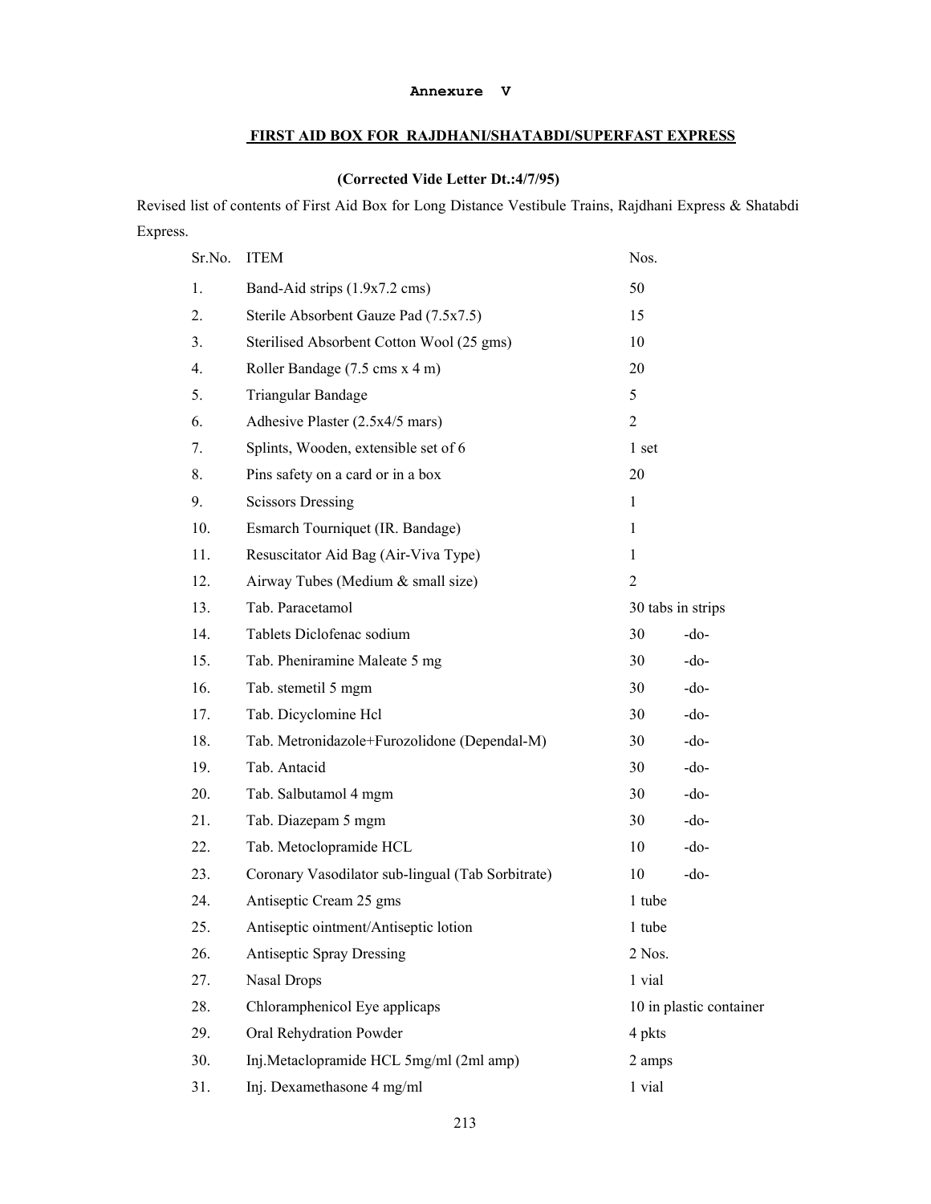**Annexure V**

## FIRST AID BOX FOR RAJDHANI/SHATABDI/SUPERFAST EXPRESS

**(Corrected Vide Letter Dt.:4/7/95)**

Revised list of contents of First Aid Box for Long Distance Vestibule Trains, Rajdhani Express & Shatabdi Express.

| Sr.No. | ITEM | Nos. | |
|---|---|---|---|
| 1. | Band-Aid strips (1.9x7.2 cms) | 50 | |
| 2. | Sterile Absorbent Gauze Pad (7.5x7.5) | 15 | |
| 3. | Sterilised Absorbent Cotton Wool (25 gms) | 10 | |
| 4. | Roller Bandage (7.5 cms x 4 m) | 20 | |
| 5. | Triangular Bandage | 5 | |
| 6. | Adhesive Plaster (2.5x4/5 mars) | 2 | |
| 7. | Splints, Wooden, extensible set of 6 | 1 set | |
| 8. | Pins safety on a card or in a box | 20 | |
| 9. | Scissors Dressing | 1 | |
| 10. | Esmarch Tourniquet (IR. Bandage) | 1 | |
| 11. | Resuscitator Aid Bag (Air-Viva Type) | 1 | |
| 12. | Airway Tubes (Medium & small size) | 2 | |
| 13. | Tab. Paracetamol | 30 tabs in strips | |
| 14. | Tablets Diclofenac sodium | 30 | -do- |
| 15. | Tab. Pheniramine Maleate 5 mg | 30 | -do- |
| 16. | Tab. stemetil 5 mgm | 30 | -do- |
| 17. | Tab. Dicyclomine Hcl | 30 | -do- |
| 18. | Tab. Metronidazole+Furozolidone (Dependal-M) | 30 | -do- |
| 19. | Tab. Antacid | 30 | -do- |
| 20. | Tab. Salbutamol 4 mgm | 30 | -do- |
| 21. | Tab. Diazepam 5 mgm | 30 | -do- |
| 22. | Tab. Metoclopramide HCL | 10 | -do- |
| 23. | Coronary Vasodilator sub-lingual (Tab Sorbitrate) | 10 | -do- |
| 24. | Antiseptic Cream 25 gms | 1 tube | |
| 25. | Antiseptic ointment/Antiseptic lotion | 1 tube | |
| 26. | Antiseptic Spray Dressing | 2 Nos. | |
| 27. | Nasal Drops | 1 vial | |
| 28. | Chloramphenicol Eye applicaps | 10 in plastic container | |
| 29. | Oral Rehydration Powder | 4 pkts | |
| 30. | Inj.Metaclopramide HCL 5mg/ml (2ml amp) | 2 amps | |
| 31. | Inj. Dexamethasone 4 mg/ml | 1 vial | |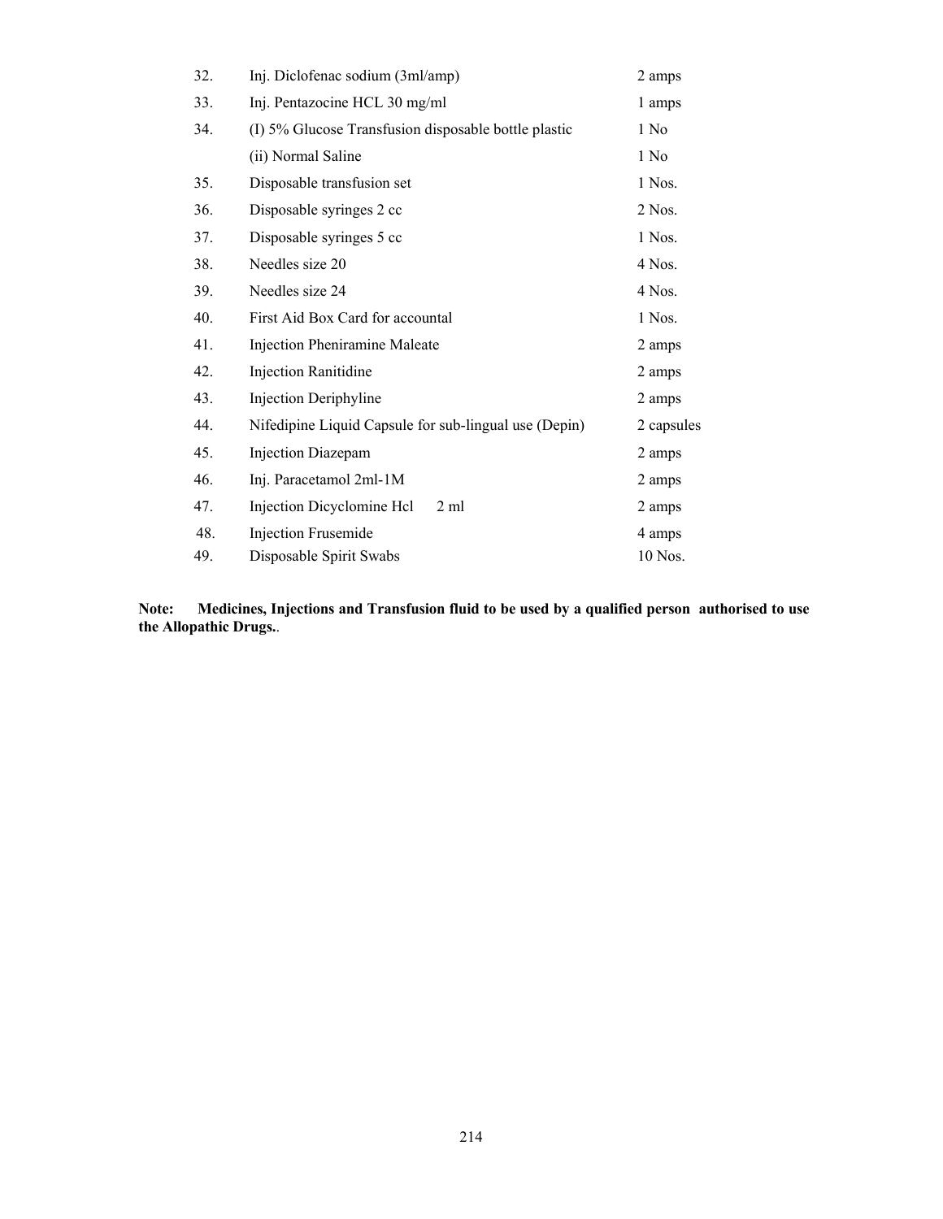| | | |
|---|---|---|
| 32. | Inj. Diclofenac sodium (3ml/amp) | 2 amps |
| 33. | Inj. Pentazocine HCL 30 mg/ml | 1 amps |
| 34. | (I) 5% Glucose Transfusion disposable bottle plastic | 1 No |
| | (ii) Normal Saline | 1 No |
| 35. | Disposable transfusion set | 1 Nos. |
| 36. | Disposable syringes 2 cc | 2 Nos. |
| 37. | Disposable syringes 5 cc | 1 Nos. |
| 38. | Needles size 20 | 4 Nos. |
| 39. | Needles size 24 | 4 Nos. |
| 40. | First Aid Box Card for accountal | 1 Nos. |
| 41. | Injection Pheniramine Maleate | 2 amps |
| 42. | Injection Ranitidine | 2 amps |
| 43. | Injection Deriphyline | 2 amps |
| 44. | Nifedipine Liquid Capsule for sub-lingual use (Depin) | 2 capsules |
| 45. | Injection Diazepam | 2 amps |
| 46. | Inj. Paracetamol 2ml-1M | 2 amps |
| 47. | Injection Dicyclomine Hcl 2 ml | 2 amps |
| 48. | Injection Frusemide | 4 amps |
| 49. | Disposable Spirit Swabs | 10 Nos. |

**Note: Medicines, Injections and Transfusion fluid to be used by a qualified person authorised to use the Allopathic Drugs.**.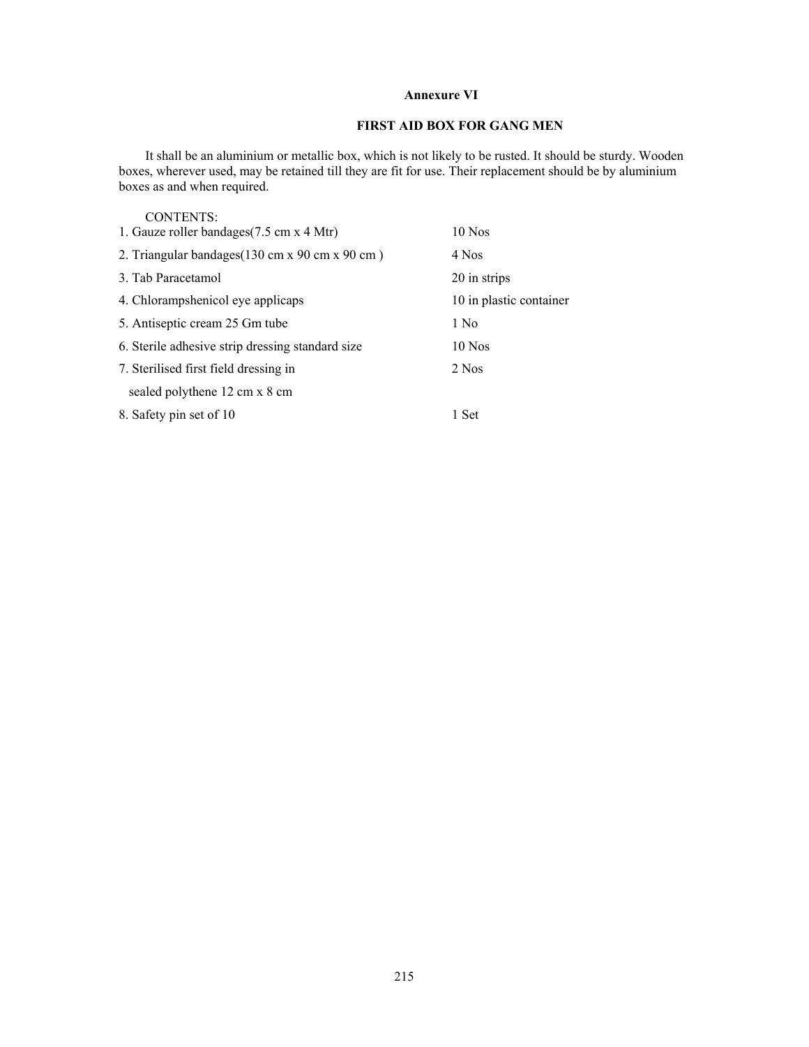## Annexure VI

### FIRST AID BOX FOR GANG MEN

It shall be an aluminium or metallic box, which is not likely to be rusted. It should be sturdy. Wooden boxes, wherever used, may be retained till they are fit for use. Their replacement should be by aluminium boxes as and when required.

CONTENTS:

| | |
|---|---|
| 1. Gauze roller bandages(7.5 cm x 4 Mtr) | 10 Nos |
| 2. Triangular bandages(130 cm x 90 cm x 90 cm ) | 4 Nos |
| 3. Tab Paracetamol | 20 in strips |
| 4. Chlorampshenicol eye applicaps | 10 in plastic container |
| 5. Antiseptic cream 25 Gm tube | 1 No |
| 6. Sterile adhesive strip dressing standard size | 10 Nos |
| 7. Sterilised first field dressing in sealed polythene 12 cm x 8 cm | 2 Nos |
| 8. Safety pin set of 10 | 1 Set |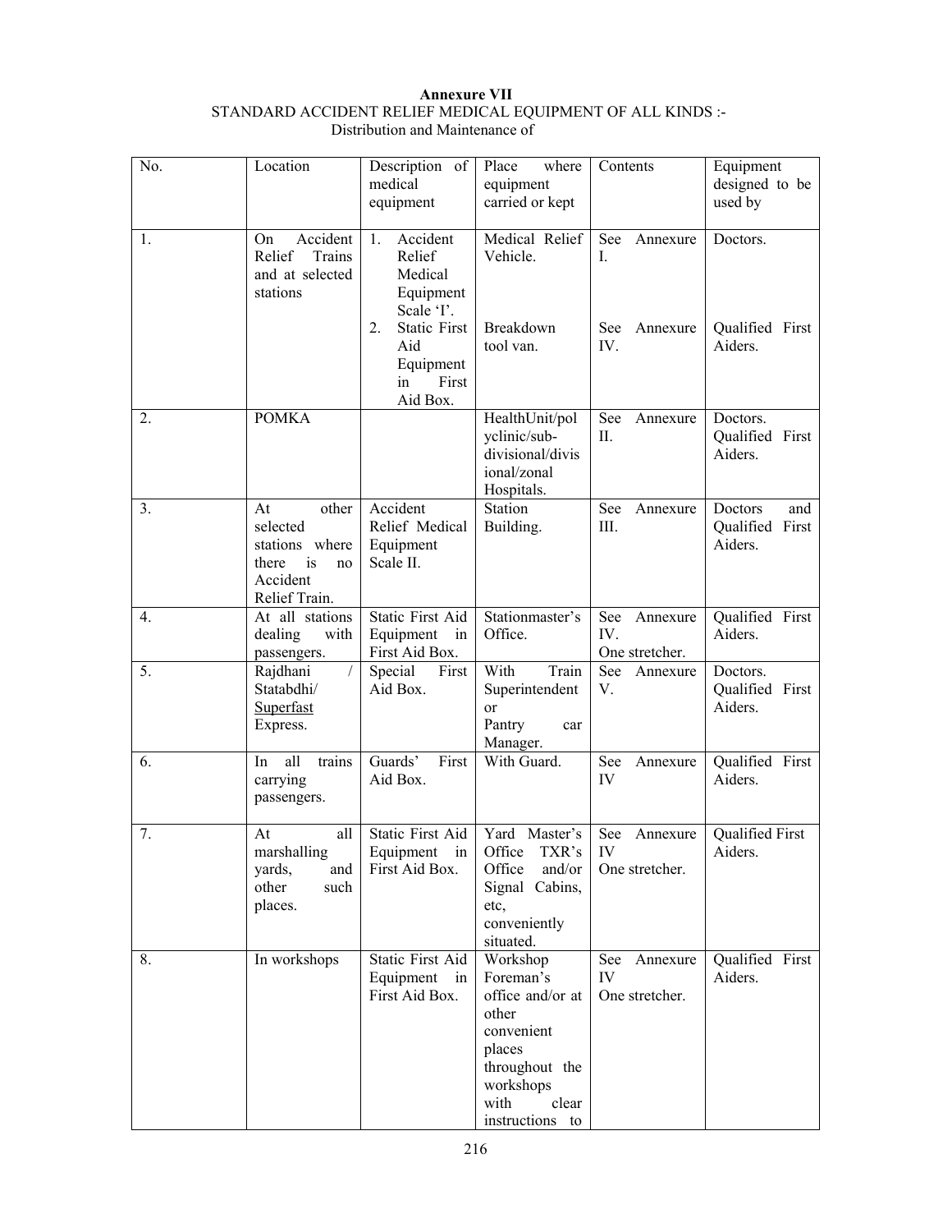**Annexure VII**

STANDARD ACCIDENT RELIEF MEDICAL EQUIPMENT OF ALL KINDS :-
Distribution and Maintenance of

| No. | Location | Description of medical equipment | Place where equipment carried or kept | Contents | Equipment designed to be used by |
|---|---|---|---|---|---|
| 1. | On Accident Relief Trains and at selected stations | 1. Accident Relief Medical Equipment Scale 'I'. | Medical Relief Vehicle. | See Annexure I. | Doctors. |
| | | 2. Static First Aid Equipment in First Aid Box. | Breakdown tool van. | See Annexure IV. | Qualified First Aiders. |
| 2. | POMKA | | HealthUnit/polyclinic/sub-divisional/divisional/zonal Hospitals. | See Annexure II. | Doctors. Qualified First Aiders. |
| 3. | At other selected stations where there is no Accident Relief Train. | Accident Relief Medical Equipment Scale II. | Station Building. | See Annexure III. | Doctors and Qualified First Aiders. |
| 4. | At all stations dealing with passengers. | Static First Aid Equipment in First Aid Box. | Stationmaster's Office. | See Annexure IV. One stretcher. | Qualified First Aiders. |
| 5. | Rajdhani / Statabdhi/ <u>Superfast</u> Express. | Special First Aid Box. | With Train Superintendent or Pantry car Manager. | See Annexure V. | Doctors. Qualified First Aiders. |
| 6. | In all trains carrying passengers. | Guards' First Aid Box. | With Guard. | See Annexure IV | Qualified First Aiders. |
| 7. | At all marshalling yards, and other such places. | Static First Aid Equipment in First Aid Box. | Yard Master's Office TXR's Office and/or Signal Cabins, etc, conveniently situated. | See Annexure IV One stretcher. | Qualified First Aiders. |
| 8. | In workshops | Static First Aid Equipment in First Aid Box. | Workshop Foreman's office and/or at other convenient places throughout the workshops with clear instructions to | See Annexure IV One stretcher. | Qualified First Aiders. |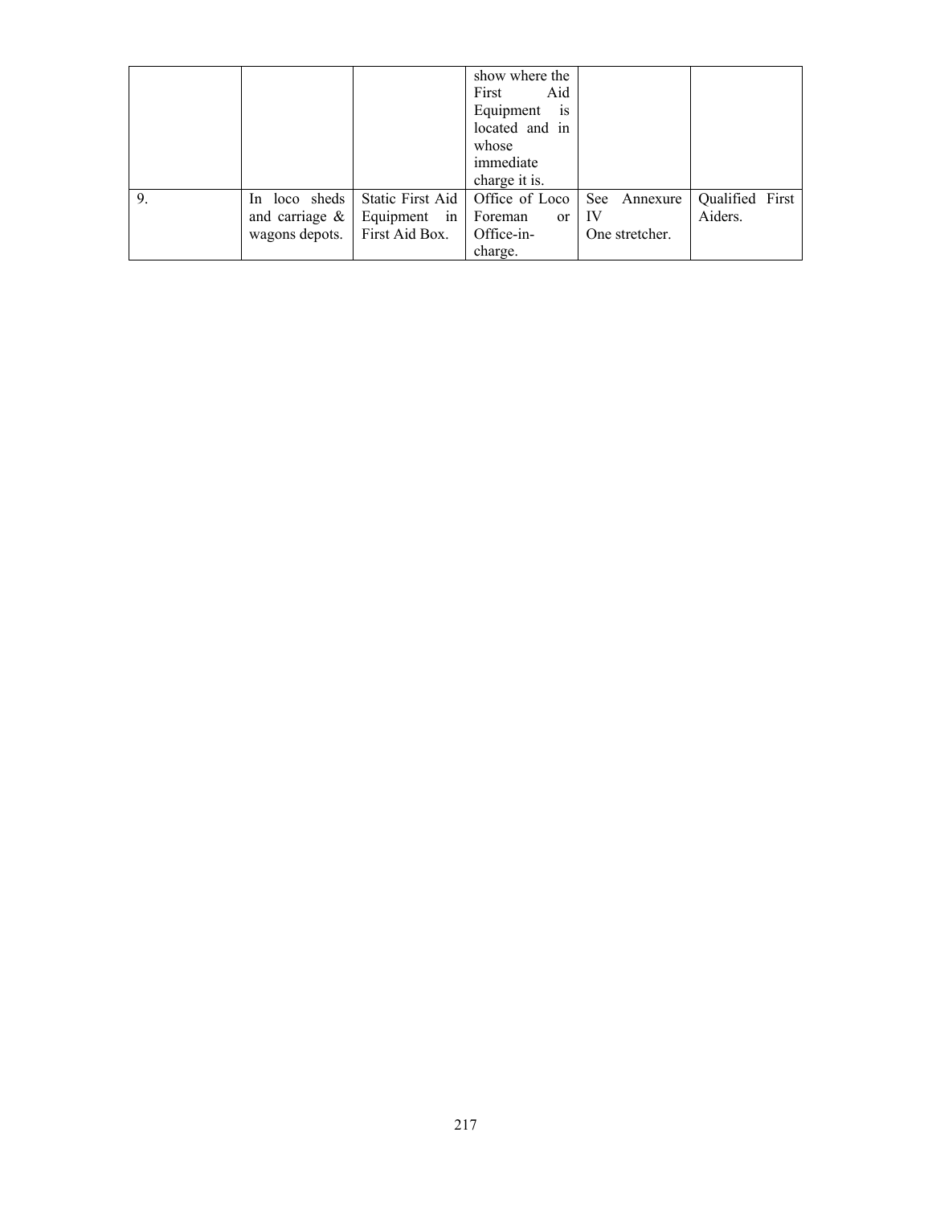| | | | | | |
|---|---|---|---|---|---|
| | | | show where the First Aid Equipment is located and in whose immediate charge it is. | | |
| 9. | In loco sheds and carriage & wagons depots. | Static First Aid Equipment in First Aid Box. | Office of Loco Foreman or Office-in-charge. | See Annexure IV One stretcher. | Qualified First Aiders. |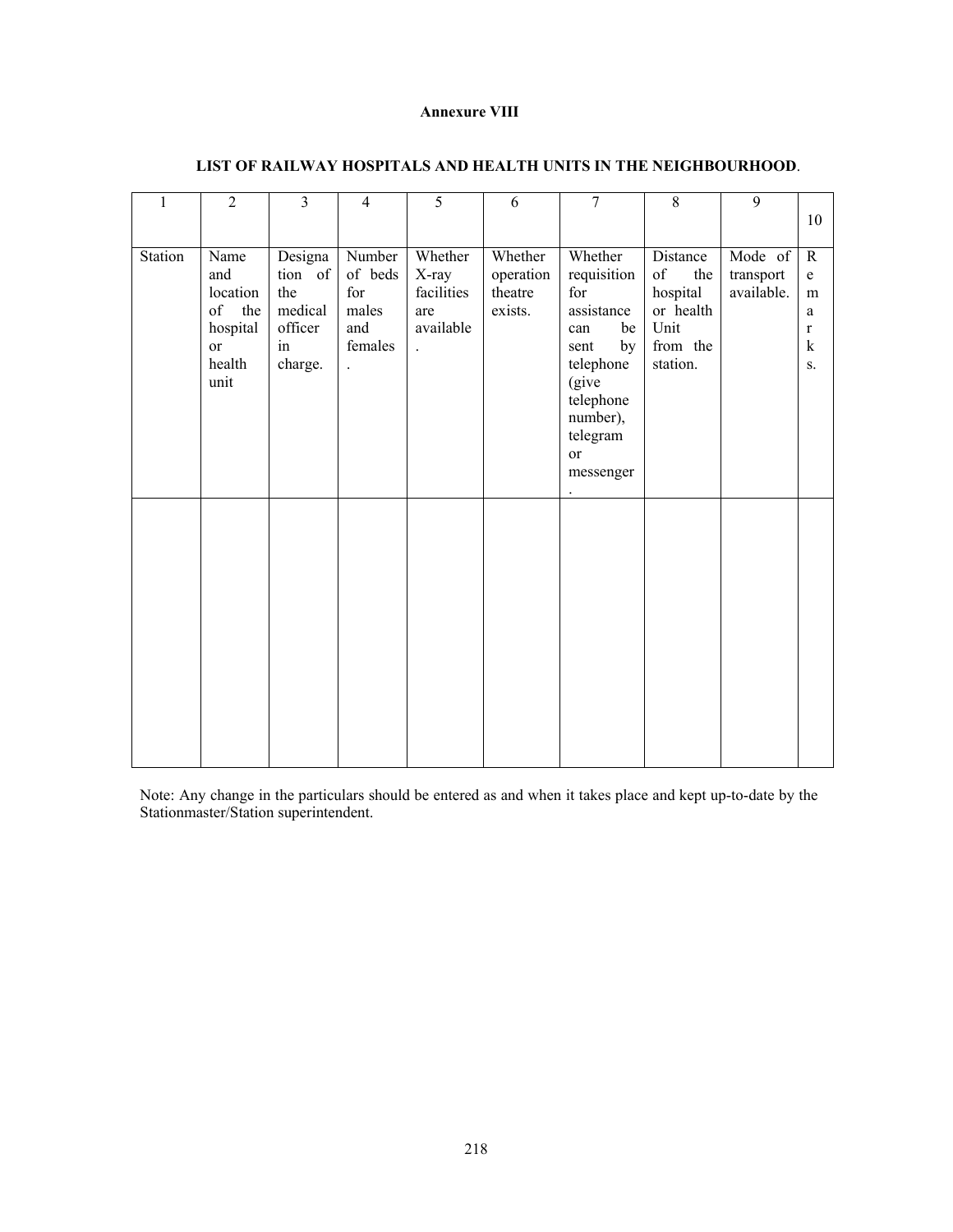**Annexure VIII**

**LIST OF RAILWAY HOSPITALS AND HEALTH UNITS IN THE NEIGHBOURHOOD**.

| 1 | 2 | 3 | 4 | 5 | 6 | 7 | 8 | 9 | 10 |
|---|---|---|---|---|---|---|---|---|---|
| Station | Name and location of the hospital or health unit | Designation of the medical officer in charge. | Number of beds for males and females. | Whether X-ray facilities are available. | Whether operation theatre exists. | Whether requisition for assistance can be sent by telephone (give telephone number), telegram or messenger. | Distance of the hospital or health Unit from the station. | Mode of transport available. | Remarks. |
| | | | | | | | | | |

Note: Any change in the particulars should be entered as and when it takes place and kept up-to-date by the Stationmaster/Station superintendent.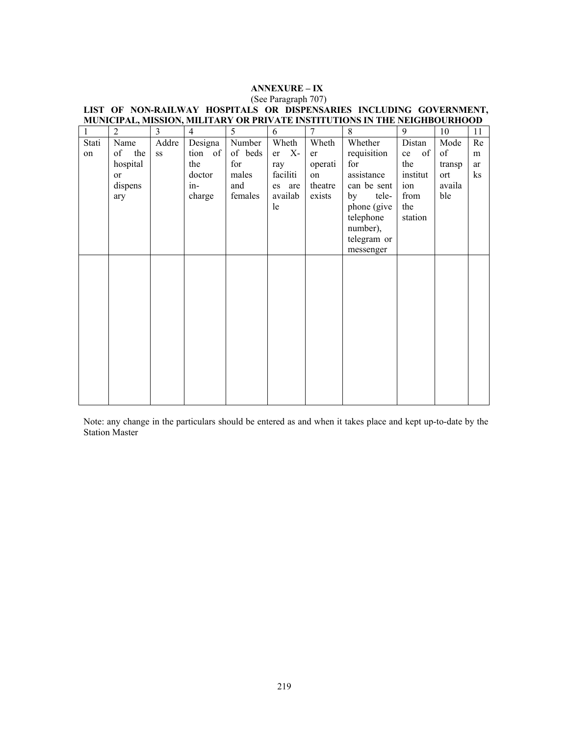**ANNEXURE – IX**

(See Paragraph 707)

**LIST OF NON-RAILWAY HOSPITALS OR DISPENSARIES INCLUDING GOVERNMENT, MUNICIPAL, MISSION, MILITARY OR PRIVATE INSTITUTIONS IN THE NEIGHBOURHOOD**

| 1 | 2 | 3 | 4 | 5 | 6 | 7 | 8 | 9 | 10 | 11 |
|---|---|---|---|---|---|---|---|---|---|---|
| Station | Name of the hospital or dispensary | Address | Designation of the doctor in-charge | Number of beds for males and females | Whether X-ray facilities are available | Whether operation theatre exists | Whether requisition for assistance can be sent by tele-phone (give telephone number), telegram or messenger | Distance of the institution from the station | Mode of transport available | Remarks |
| | | | | | | | | | | |

Note: any change in the particulars should be entered as and when it takes place and kept up-to-date by the Station Master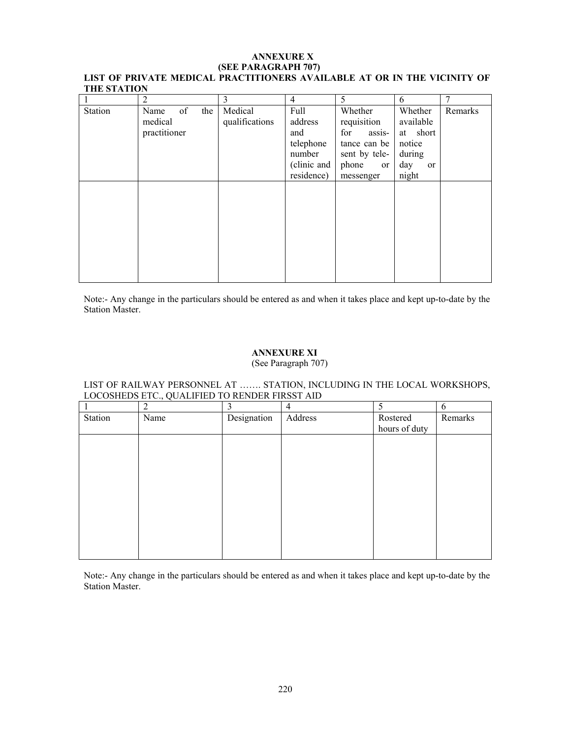**ANNEXURE X**
**(SEE PARAGRAPH 707)**

**LIST OF PRIVATE MEDICAL PRACTITIONERS AVAILABLE AT OR IN THE VICINITY OF THE STATION**

| 1 | 2 | 3 | 4 | 5 | 6 | 7 |
|---|---|---|---|---|---|---|
| Station | Name of the medical practitioner | Medical qualifications | Full address and telephone number (clinic and residence) | Whether requisition for assistance can be sent by telephone or messenger | Whether available at short notice during day or night | Remarks |
| | | | | | | |

Note:- Any change in the particulars should be entered as and when it takes place and kept up-to-date by the Station Master.

**ANNEXURE XI**
(See Paragraph 707)

LIST OF RAILWAY PERSONNEL AT ……. STATION, INCLUDING IN THE LOCAL WORKSHOPS, LOCOSHEDS ETC., QUALIFIED TO RENDER FIRSST AID

| 1 | 2 | 3 | 4 | 5 | 6 |
|---|---|---|---|---|---|
| Station | Name | Designation | Address | Rostered hours of duty | Remarks |
| | | | | | |

Note:- Any change in the particulars should be entered as and when it takes place and kept up-to-date by the Station Master.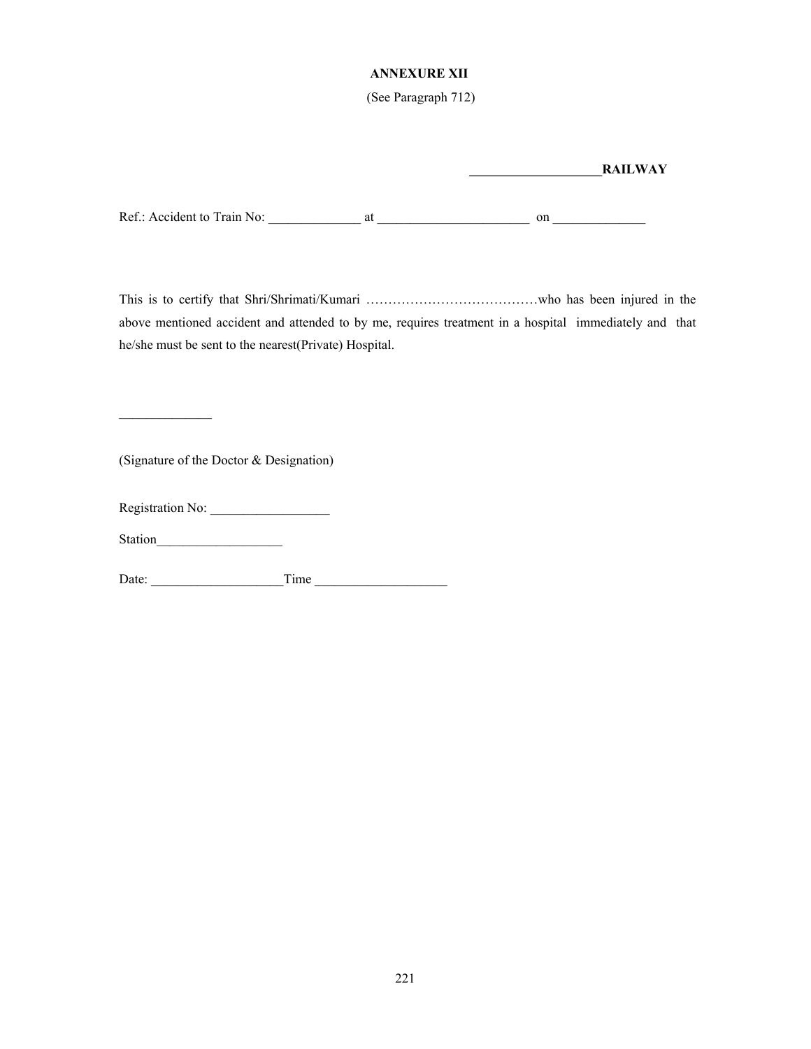**ANNEXURE XII**

(See Paragraph 712)

**\_\_\_\_\_\_\_\_\_\_\_\_\_\_\_\_\_\_\_\_RAILWAY**

Ref.: Accident to Train No: \_\_\_\_\_\_\_\_\_\_\_\_\_\_ at \_\_\_\_\_\_\_\_\_\_\_\_\_\_\_\_\_\_\_\_\_\_\_ on \_\_\_\_\_\_\_\_\_\_\_\_\_\_

This is to certify that Shri/Shrimati/Kumari …………………………………who has been injured in the above mentioned accident and attended to by me, requires treatment in a hospital immediately and that he/she must be sent to the nearest(Private) Hospital.

\_\_\_\_\_\_\_\_\_\_\_\_\_\_

(Signature of the Doctor & Designation)

Registration No: \_\_\_\_\_\_\_\_\_\_\_\_\_\_\_\_\_\_

Station\_\_\_\_\_\_\_\_\_\_\_\_\_\_\_\_\_\_\_

Date: \_\_\_\_\_\_\_\_\_\_\_\_\_\_\_\_\_\_\_\_Time \_\_\_\_\_\_\_\_\_\_\_\_\_\_\_\_\_\_\_\_